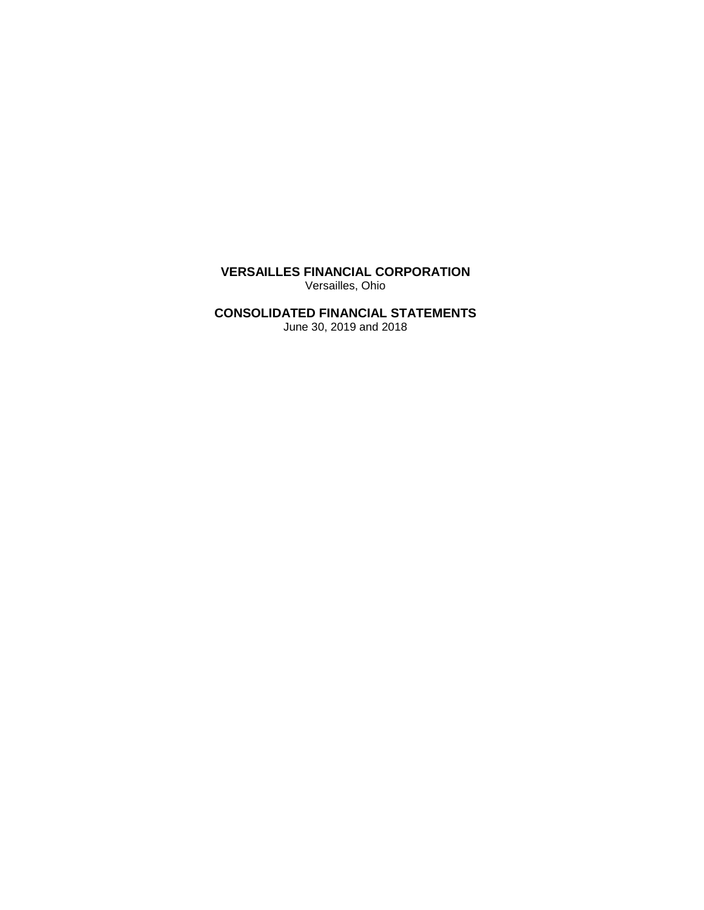# VERSAILLES FINANCIAL CORPORATION

Versailles, Ohio

## CONSOLIDATED FINANCIAL STATEMENTS

June 30, 2019 and 2018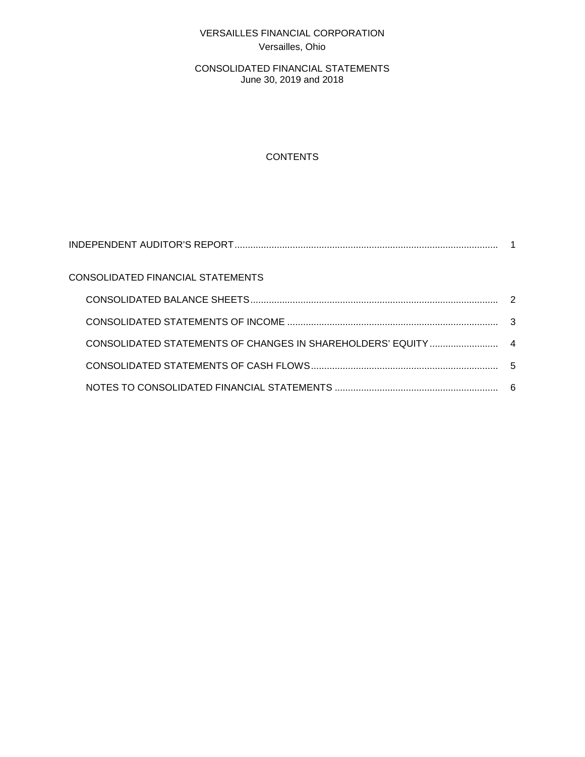VERSAILLES FINANCIAL CORPORATION
Versailles, Ohio

CONSOLIDATED FINANCIAL STATEMENTS
June 30, 2019 and 2018

# CONTENTS

| | |
|---|---|
| INDEPENDENT AUDITOR'S REPORT | 1 |
| CONSOLIDATED FINANCIAL STATEMENTS | |
| CONSOLIDATED BALANCE SHEETS | 2 |
| CONSOLIDATED STATEMENTS OF INCOME | 3 |
| CONSOLIDATED STATEMENTS OF CHANGES IN SHAREHOLDERS' EQUITY | 4 |
| CONSOLIDATED STATEMENTS OF CASH FLOWS | 5 |
| NOTES TO CONSOLIDATED FINANCIAL STATEMENTS | 6 |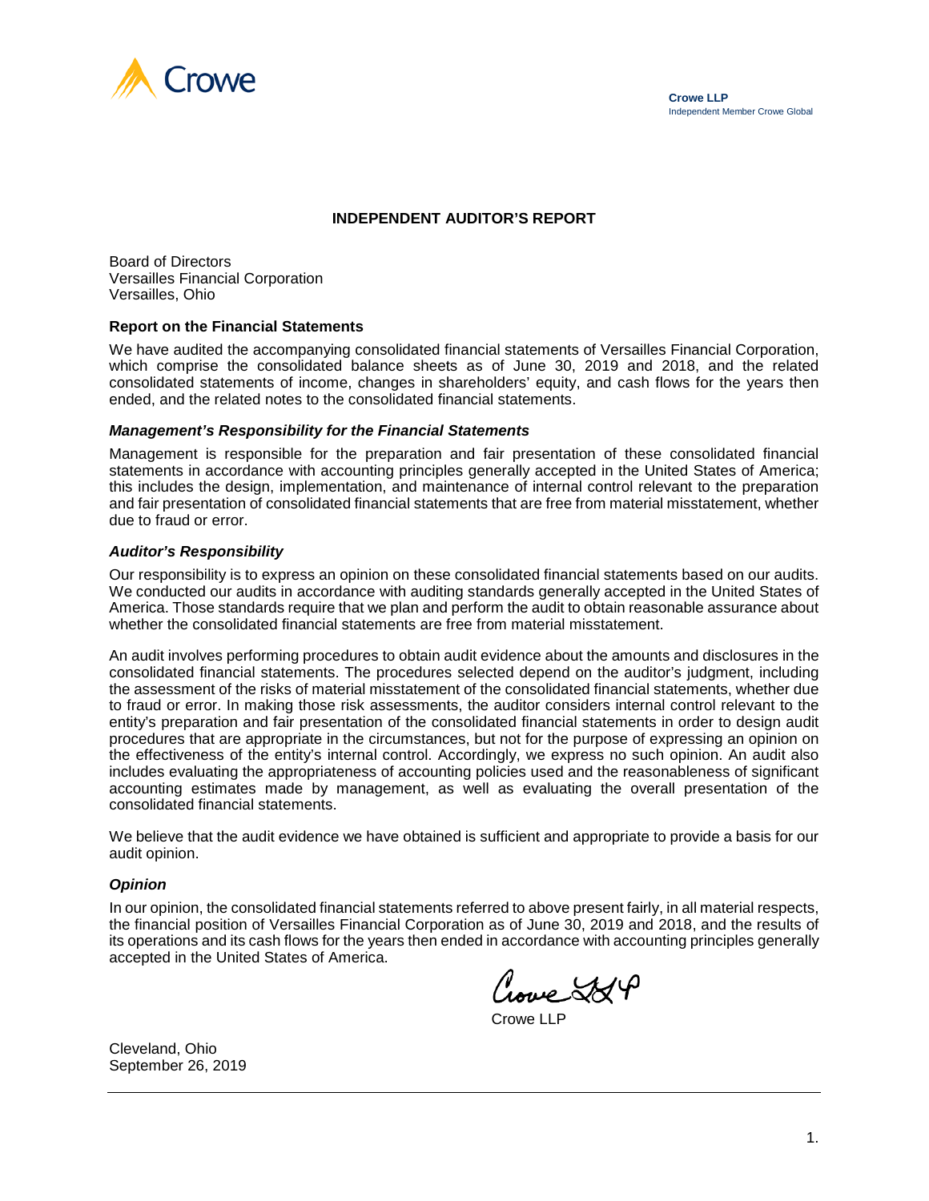Crowe

**Crowe LLP**
Independent Member Crowe Global

# INDEPENDENT AUDITOR'S REPORT

Board of Directors
Versailles Financial Corporation
Versailles, Ohio

## Report on the Financial Statements

We have audited the accompanying consolidated financial statements of Versailles Financial Corporation, which comprise the consolidated balance sheets as of June 30, 2019 and 2018, and the related consolidated statements of income, changes in shareholders' equity, and cash flows for the years then ended, and the related notes to the consolidated financial statements.

### *Management's Responsibility for the Financial Statements*

Management is responsible for the preparation and fair presentation of these consolidated financial statements in accordance with accounting principles generally accepted in the United States of America; this includes the design, implementation, and maintenance of internal control relevant to the preparation and fair presentation of consolidated financial statements that are free from material misstatement, whether due to fraud or error.

### *Auditor's Responsibility*

Our responsibility is to express an opinion on these consolidated financial statements based on our audits. We conducted our audits in accordance with auditing standards generally accepted in the United States of America. Those standards require that we plan and perform the audit to obtain reasonable assurance about whether the consolidated financial statements are free from material misstatement.

An audit involves performing procedures to obtain audit evidence about the amounts and disclosures in the consolidated financial statements. The procedures selected depend on the auditor's judgment, including the assessment of the risks of material misstatement of the consolidated financial statements, whether due to fraud or error. In making those risk assessments, the auditor considers internal control relevant to the entity's preparation and fair presentation of the consolidated financial statements in order to design audit procedures that are appropriate in the circumstances, but not for the purpose of expressing an opinion on the effectiveness of the entity's internal control. Accordingly, we express no such opinion. An audit also includes evaluating the appropriateness of accounting policies used and the reasonableness of significant accounting estimates made by management, as well as evaluating the overall presentation of the consolidated financial statements.

We believe that the audit evidence we have obtained is sufficient and appropriate to provide a basis for our audit opinion.

### *Opinion*

In our opinion, the consolidated financial statements referred to above present fairly, in all material respects, the financial position of Versailles Financial Corporation as of June 30, 2019 and 2018, and the results of its operations and its cash flows for the years then ended in accordance with accounting principles generally accepted in the United States of America.

Crowe LLP

Crowe LLP

Cleveland, Ohio
September 26, 2019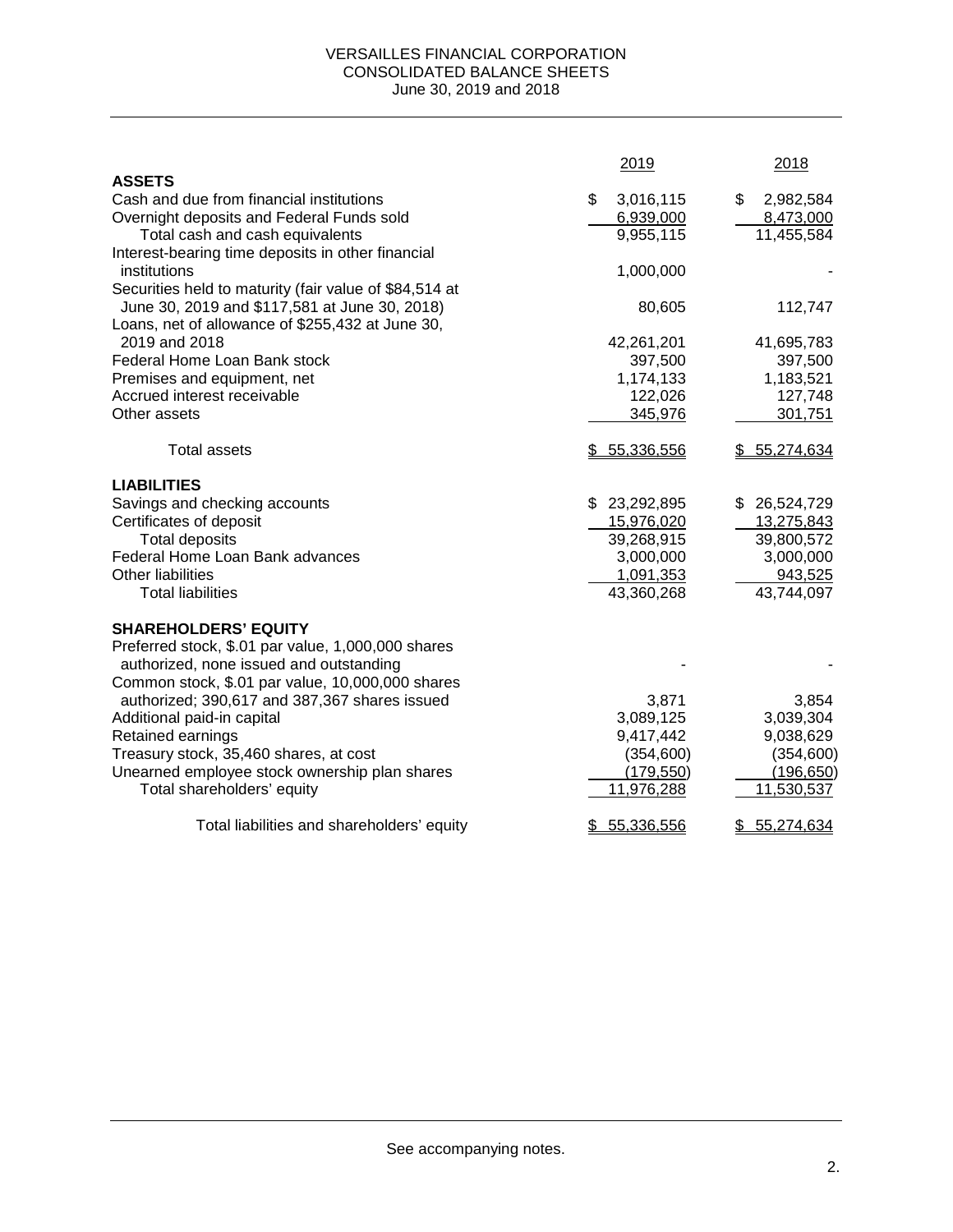# VERSAILLES FINANCIAL CORPORATION
## CONSOLIDATED BALANCE SHEETS
### June 30, 2019 and 2018

| | 2019 | 2018 |
|---|---|---|
| **ASSETS** | | |
| Cash and due from financial institutions | $ 3,016,115 | $ 2,982,584 |
| Overnight deposits and Federal Funds sold | 6,939,000 | 8,473,000 |
| Total cash and cash equivalents | 9,955,115 | 11,455,584 |
| Interest-bearing time deposits in other financial institutions | 1,000,000 | - |
| Securities held to maturity (fair value of $84,514 at June 30, 2019 and $117,581 at June 30, 2018) | 80,605 | 112,747 |
| Loans, net of allowance of $255,432 at June 30, 2019 and 2018 | 42,261,201 | 41,695,783 |
| Federal Home Loan Bank stock | 397,500 | 397,500 |
| Premises and equipment, net | 1,174,133 | 1,183,521 |
| Accrued interest receivable | 122,026 | 127,748 |
| Other assets | 345,976 | 301,751 |
| Total assets | $ 55,336,556 | $ 55,274,634 |
| **LIABILITIES** | | |
| Savings and checking accounts | $ 23,292,895 | $ 26,524,729 |
| Certificates of deposit | 15,976,020 | 13,275,843 |
| Total deposits | 39,268,915 | 39,800,572 |
| Federal Home Loan Bank advances | 3,000,000 | 3,000,000 |
| Other liabilities | 1,091,353 | 943,525 |
| Total liabilities | 43,360,268 | 43,744,097 |
| **SHAREHOLDERS' EQUITY** | | |
| Preferred stock, $.01 par value, 1,000,000 shares authorized, none issued and outstanding | - | - |
| Common stock, $.01 par value, 10,000,000 shares authorized; 390,617 and 387,367 shares issued | 3,871 | 3,854 |
| Additional paid-in capital | 3,089,125 | 3,039,304 |
| Retained earnings | 9,417,442 | 9,038,629 |
| Treasury stock, 35,460 shares, at cost | (354,600) | (354,600) |
| Unearned employee stock ownership plan shares | (179,550) | (196,650) |
| Total shareholders' equity | 11,976,288 | 11,530,537 |
| Total liabilities and shareholders' equity | $ 55,336,556 | $ 55,274,634 |

See accompanying notes.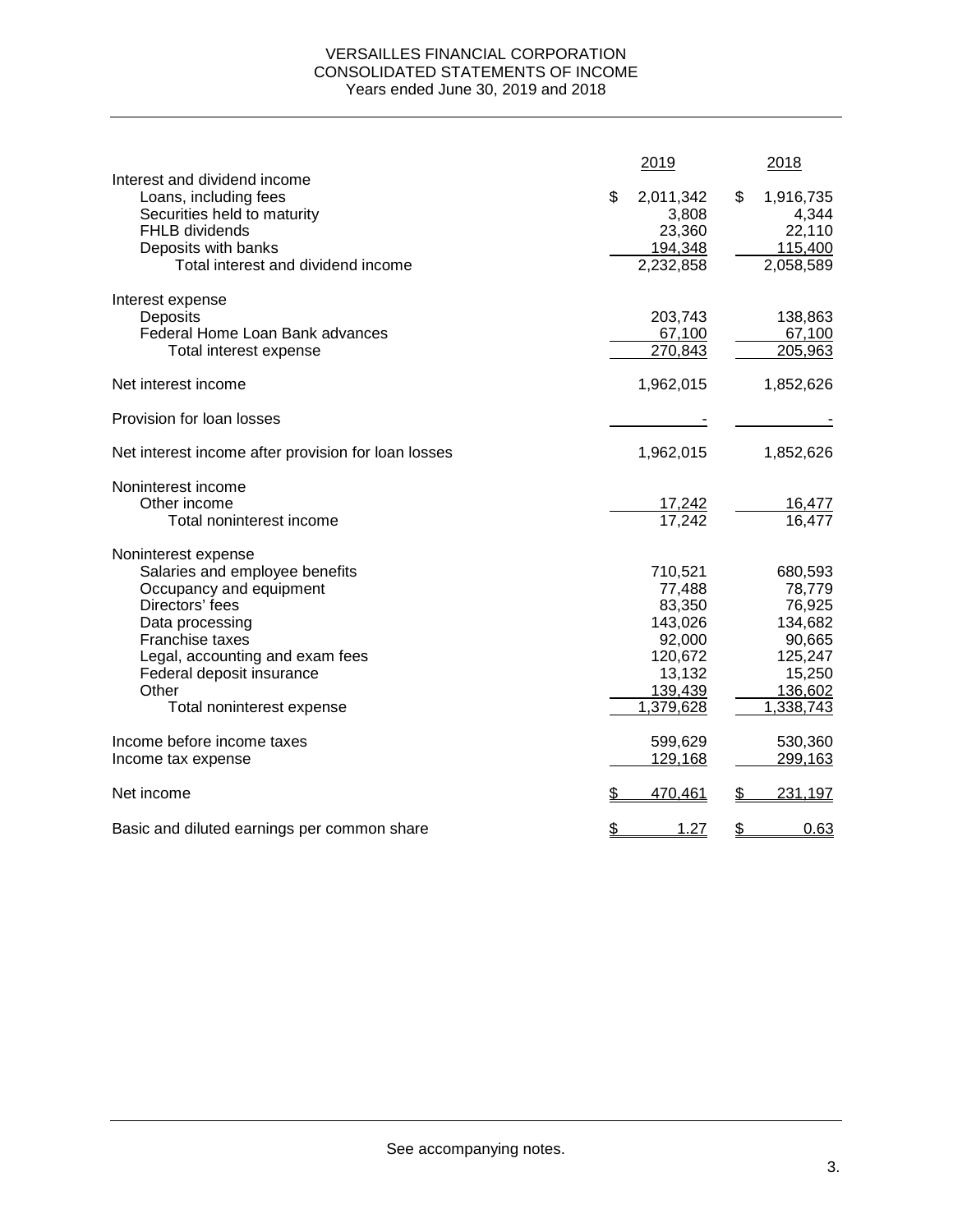# VERSAILLES FINANCIAL CORPORATION
## CONSOLIDATED STATEMENTS OF INCOME
### Years ended June 30, 2019 and 2018

| | 2019 | 2018 |
|---|---|---|
| **Interest and dividend income** | | |
| Loans, including fees | $ 2,011,342 | $ 1,916,735 |
| Securities held to maturity | 3,808 | 4,344 |
| FHLB dividends | 23,360 | 22,110 |
| Deposits with banks | 194,348 | 115,400 |
| Total interest and dividend income | 2,232,858 | 2,058,589 |
| **Interest expense** | | |
| Deposits | 203,743 | 138,863 |
| Federal Home Loan Bank advances | 67,100 | 67,100 |
| Total interest expense | 270,843 | 205,963 |
| Net interest income | 1,962,015 | 1,852,626 |
| Provision for loan losses | - | - |
| Net interest income after provision for loan losses | 1,962,015 | 1,852,626 |
| **Noninterest income** | | |
| Other income | 17,242 | 16,477 |
| Total noninterest income | 17,242 | 16,477 |
| **Noninterest expense** | | |
| Salaries and employee benefits | 710,521 | 680,593 |
| Occupancy and equipment | 77,488 | 78,779 |
| Directors' fees | 83,350 | 76,925 |
| Data processing | 143,026 | 134,682 |
| Franchise taxes | 92,000 | 90,665 |
| Legal, accounting and exam fees | 120,672 | 125,247 |
| Federal deposit insurance | 13,132 | 15,250 |
| Other | 139,439 | 136,602 |
| Total noninterest expense | 1,379,628 | 1,338,743 |
| Income before income taxes | 599,629 | 530,360 |
| Income tax expense | 129,168 | 299,163 |
| Net income | $ 470,461 | $ 231,197 |
| Basic and diluted earnings per common share | $ 1.27 | $ 0.63 |

See accompanying notes.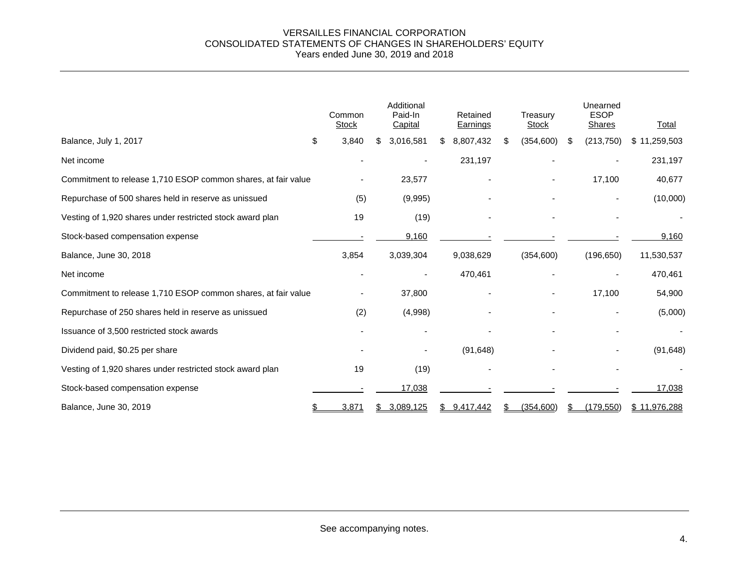VERSAILLES FINANCIAL CORPORATION
CONSOLIDATED STATEMENTS OF CHANGES IN SHAREHOLDERS' EQUITY
Years ended June 30, 2019 and 2018

| | Common Stock | Additional Paid-In Capital | Retained Earnings | Treasury Stock | Unearned ESOP Shares | Total |
|---|---|---|---|---|---|---|
| Balance, July 1, 2017 | $ 3,840 | $ 3,016,581 | $ 8,807,432 | $ (354,600) | $ (213,750) | $ 11,259,503 |
| Net income | - | - | 231,197 | - | - | 231,197 |
| Commitment to release 1,710 ESOP common shares, at fair value | - | 23,577 | - | - | 17,100 | 40,677 |
| Repurchase of 500 shares held in reserve as unissued | (5) | (9,995) | - | - | - | (10,000) |
| Vesting of 1,920 shares under restricted stock award plan | 19 | (19) | - | - | - | - |
| Stock-based compensation expense | - | 9,160 | - | - | - | 9,160 |
| Balance, June 30, 2018 | 3,854 | 3,039,304 | 9,038,629 | (354,600) | (196,650) | 11,530,537 |
| Net income | - | - | 470,461 | - | - | 470,461 |
| Commitment to release 1,710 ESOP common shares, at fair value | - | 37,800 | - | - | 17,100 | 54,900 |
| Repurchase of 250 shares held in reserve as unissued | (2) | (4,998) | - | - | - | (5,000) |
| Issuance of 3,500 restricted stock awards | - | - | - | - | - | - |
| Dividend paid, $0.25 per share | - | - | (91,648) | - | - | (91,648) |
| Vesting of 1,920 shares under restricted stock award plan | 19 | (19) | - | - | - | - |
| Stock-based compensation expense | - | 17,038 | - | - | - | 17,038 |
| Balance, June 30, 2019 | $ 3,871 | $ 3,089,125 | $ 9,417,442 | $ (354,600) | $ (179,550) | $ 11,976,288 |

See accompanying notes.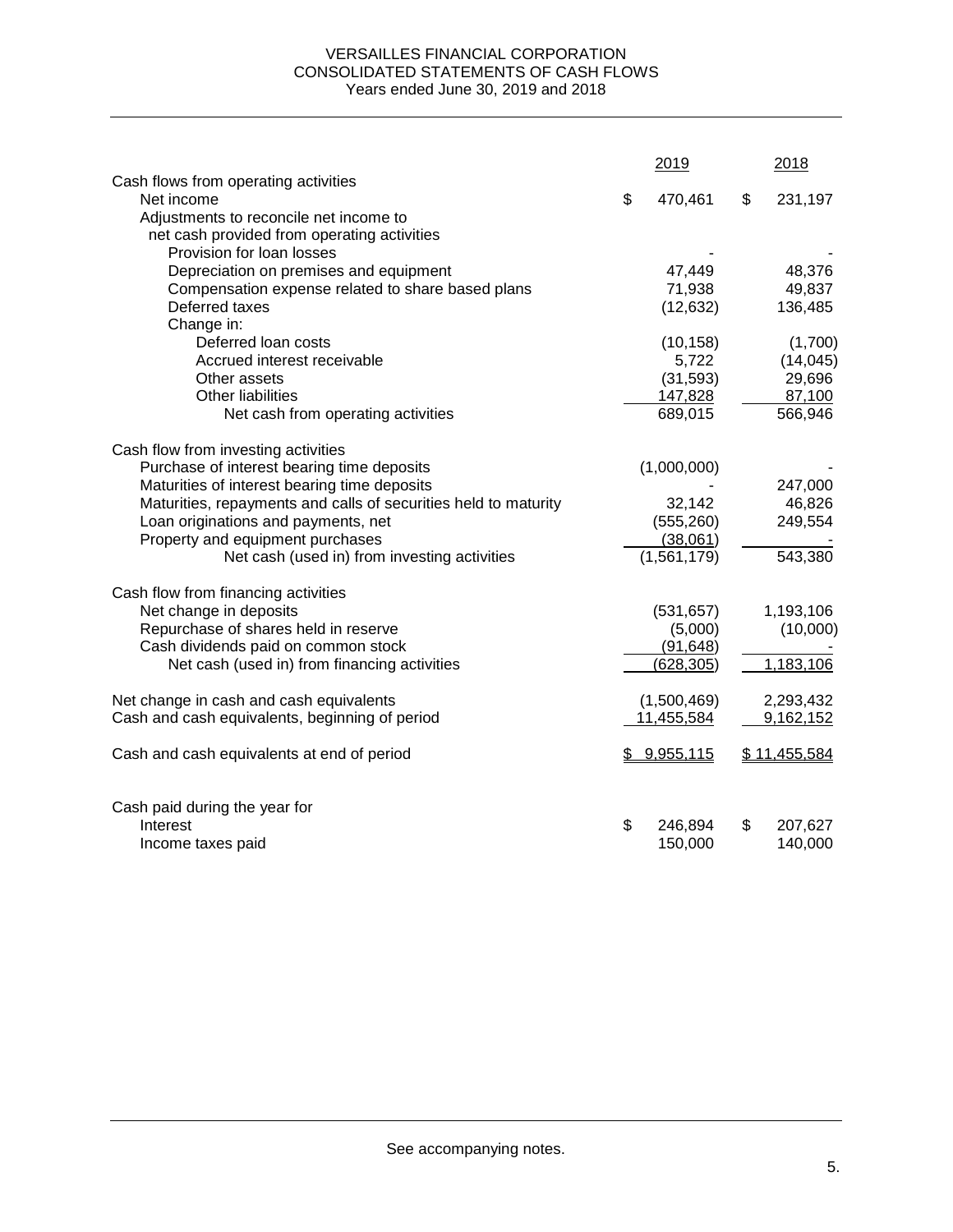# VERSAILLES FINANCIAL CORPORATION
## CONSOLIDATED STATEMENTS OF CASH FLOWS
### Years ended June 30, 2019 and 2018

| | 2019 | 2018 |
|---|---|---|
| **Cash flows from operating activities** | | |
| Net income | $ 470,461 | $ 231,197 |
| Adjustments to reconcile net income to net cash provided from operating activities | | |
| Provision for loan losses | - | - |
| Depreciation on premises and equipment | 47,449 | 48,376 |
| Compensation expense related to share based plans | 71,938 | 49,837 |
| Deferred taxes | (12,632) | 136,485 |
| Change in: | | |
| Deferred loan costs | (10,158) | (1,700) |
| Accrued interest receivable | 5,722 | (14,045) |
| Other assets | (31,593) | 29,696 |
| Other liabilities | 147,828 | 87,100 |
| Net cash from operating activities | 689,015 | 566,946 |
| **Cash flow from investing activities** | | |
| Purchase of interest bearing time deposits | (1,000,000) | - |
| Maturities of interest bearing time deposits | - | 247,000 |
| Maturities, repayments and calls of securities held to maturity | 32,142 | 46,826 |
| Loan originations and payments, net | (555,260) | 249,554 |
| Property and equipment purchases | (38,061) | - |
| Net cash (used in) from investing activities | (1,561,179) | 543,380 |
| **Cash flow from financing activities** | | |
| Net change in deposits | (531,657) | 1,193,106 |
| Repurchase of shares held in reserve | (5,000) | (10,000) |
| Cash dividends paid on common stock | (91,648) | - |
| Net cash (used in) from financing activities | (628,305) | 1,183,106 |
| Net change in cash and cash equivalents | (1,500,469) | 2,293,432 |
| Cash and cash equivalents, beginning of period | 11,455,584 | 9,162,152 |
| Cash and cash equivalents at end of period | $ 9,955,115 | $ 11,455,584 |
| **Cash paid during the year for** | | |
| Interest | $ 246,894 | $ 207,627 |
| Income taxes paid | 150,000 | 140,000 |

See accompanying notes.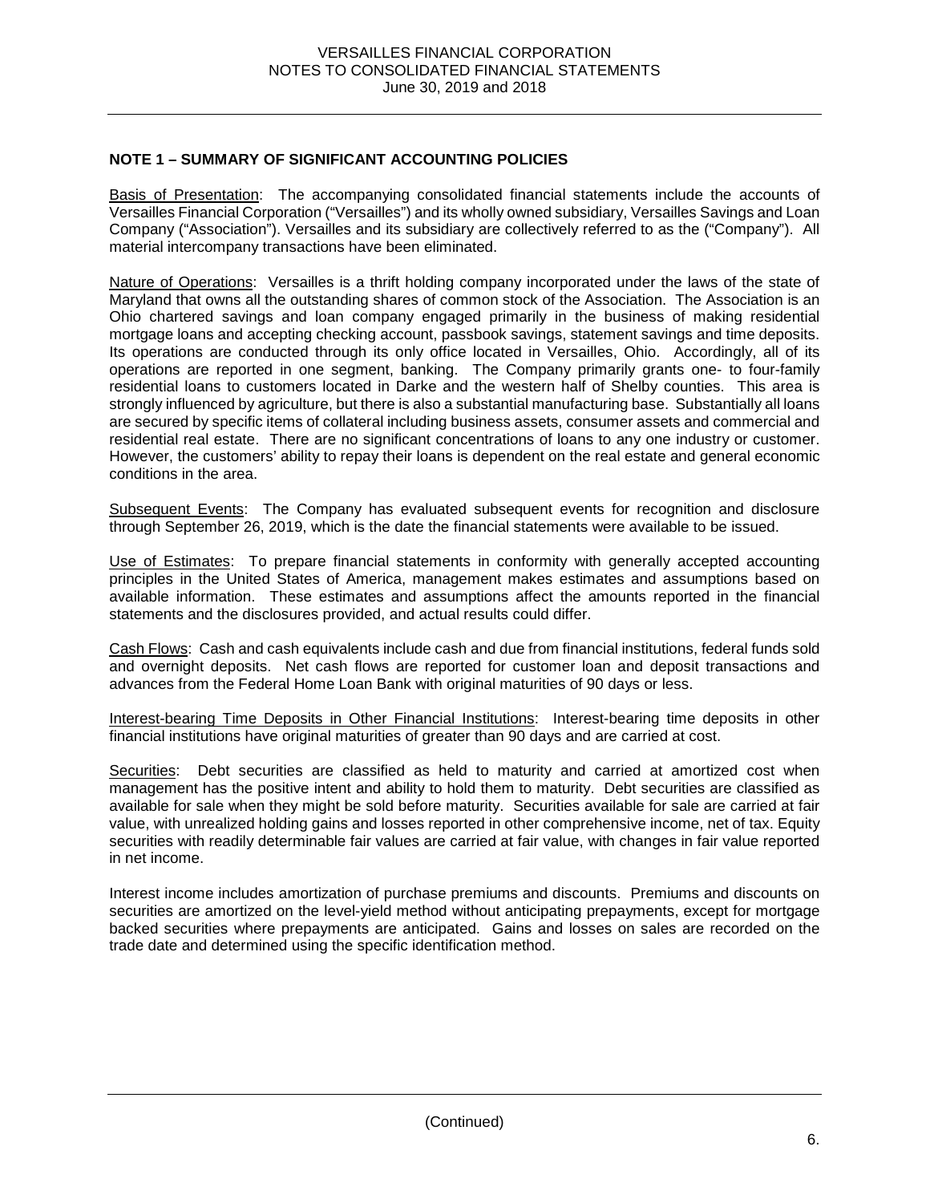## NOTE 1 – SUMMARY OF SIGNIFICANT ACCOUNTING POLICIES

Basis of Presentation: The accompanying consolidated financial statements include the accounts of Versailles Financial Corporation ("Versailles") and its wholly owned subsidiary, Versailles Savings and Loan Company ("Association"). Versailles and its subsidiary are collectively referred to as the ("Company"). All material intercompany transactions have been eliminated.

Nature of Operations: Versailles is a thrift holding company incorporated under the laws of the state of Maryland that owns all the outstanding shares of common stock of the Association. The Association is an Ohio chartered savings and loan company engaged primarily in the business of making residential mortgage loans and accepting checking account, passbook savings, statement savings and time deposits. Its operations are conducted through its only office located in Versailles, Ohio. Accordingly, all of its operations are reported in one segment, banking. The Company primarily grants one- to four-family residential loans to customers located in Darke and the western half of Shelby counties. This area is strongly influenced by agriculture, but there is also a substantial manufacturing base. Substantially all loans are secured by specific items of collateral including business assets, consumer assets and commercial and residential real estate. There are no significant concentrations of loans to any one industry or customer. However, the customers' ability to repay their loans is dependent on the real estate and general economic conditions in the area.

Subsequent Events: The Company has evaluated subsequent events for recognition and disclosure through September 26, 2019, which is the date the financial statements were available to be issued.

Use of Estimates: To prepare financial statements in conformity with generally accepted accounting principles in the United States of America, management makes estimates and assumptions based on available information. These estimates and assumptions affect the amounts reported in the financial statements and the disclosures provided, and actual results could differ.

Cash Flows: Cash and cash equivalents include cash and due from financial institutions, federal funds sold and overnight deposits. Net cash flows are reported for customer loan and deposit transactions and advances from the Federal Home Loan Bank with original maturities of 90 days or less.

Interest-bearing Time Deposits in Other Financial Institutions: Interest-bearing time deposits in other financial institutions have original maturities of greater than 90 days and are carried at cost.

Securities: Debt securities are classified as held to maturity and carried at amortized cost when management has the positive intent and ability to hold them to maturity. Debt securities are classified as available for sale when they might be sold before maturity. Securities available for sale are carried at fair value, with unrealized holding gains and losses reported in other comprehensive income, net of tax. Equity securities with readily determinable fair values are carried at fair value, with changes in fair value reported in net income.

Interest income includes amortization of purchase premiums and discounts. Premiums and discounts on securities are amortized on the level-yield method without anticipating prepayments, except for mortgage backed securities where prepayments are anticipated. Gains and losses on sales are recorded on the trade date and determined using the specific identification method.

(Continued)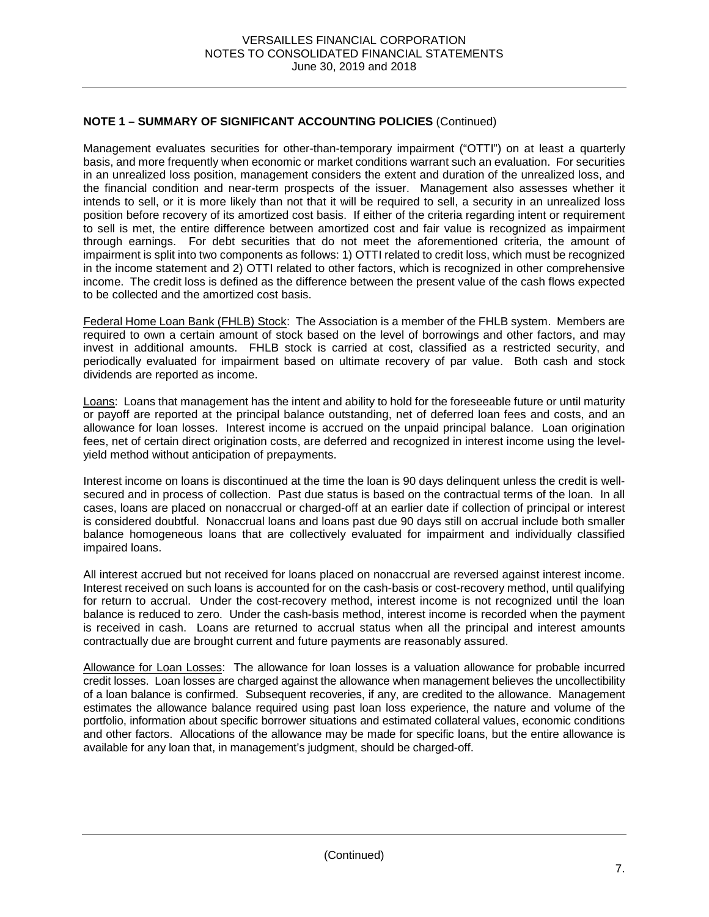**NOTE 1 – SUMMARY OF SIGNIFICANT ACCOUNTING POLICIES** (Continued)

Management evaluates securities for other-than-temporary impairment ("OTTI") on at least a quarterly basis, and more frequently when economic or market conditions warrant such an evaluation. For securities in an unrealized loss position, management considers the extent and duration of the unrealized loss, and the financial condition and near-term prospects of the issuer. Management also assesses whether it intends to sell, or it is more likely than not that it will be required to sell, a security in an unrealized loss position before recovery of its amortized cost basis. If either of the criteria regarding intent or requirement to sell is met, the entire difference between amortized cost and fair value is recognized as impairment through earnings. For debt securities that do not meet the aforementioned criteria, the amount of impairment is split into two components as follows: 1) OTTI related to credit loss, which must be recognized in the income statement and 2) OTTI related to other factors, which is recognized in other comprehensive income. The credit loss is defined as the difference between the present value of the cash flows expected to be collected and the amortized cost basis.

Federal Home Loan Bank (FHLB) Stock: The Association is a member of the FHLB system. Members are required to own a certain amount of stock based on the level of borrowings and other factors, and may invest in additional amounts. FHLB stock is carried at cost, classified as a restricted security, and periodically evaluated for impairment based on ultimate recovery of par value. Both cash and stock dividends are reported as income.

Loans: Loans that management has the intent and ability to hold for the foreseeable future or until maturity or payoff are reported at the principal balance outstanding, net of deferred loan fees and costs, and an allowance for loan losses. Interest income is accrued on the unpaid principal balance. Loan origination fees, net of certain direct origination costs, are deferred and recognized in interest income using the level-yield method without anticipation of prepayments.

Interest income on loans is discontinued at the time the loan is 90 days delinquent unless the credit is well-secured and in process of collection. Past due status is based on the contractual terms of the loan. In all cases, loans are placed on nonaccrual or charged-off at an earlier date if collection of principal or interest is considered doubtful. Nonaccrual loans and loans past due 90 days still on accrual include both smaller balance homogeneous loans that are collectively evaluated for impairment and individually classified impaired loans.

All interest accrued but not received for loans placed on nonaccrual are reversed against interest income. Interest received on such loans is accounted for on the cash-basis or cost-recovery method, until qualifying for return to accrual. Under the cost-recovery method, interest income is not recognized until the loan balance is reduced to zero. Under the cash-basis method, interest income is recorded when the payment is received in cash. Loans are returned to accrual status when all the principal and interest amounts contractually due are brought current and future payments are reasonably assured.

Allowance for Loan Losses: The allowance for loan losses is a valuation allowance for probable incurred credit losses. Loan losses are charged against the allowance when management believes the uncollectibility of a loan balance is confirmed. Subsequent recoveries, if any, are credited to the allowance. Management estimates the allowance balance required using past loan loss experience, the nature and volume of the portfolio, information about specific borrower situations and estimated collateral values, economic conditions and other factors. Allocations of the allowance may be made for specific loans, but the entire allowance is available for any loan that, in management's judgment, should be charged-off.

(Continued)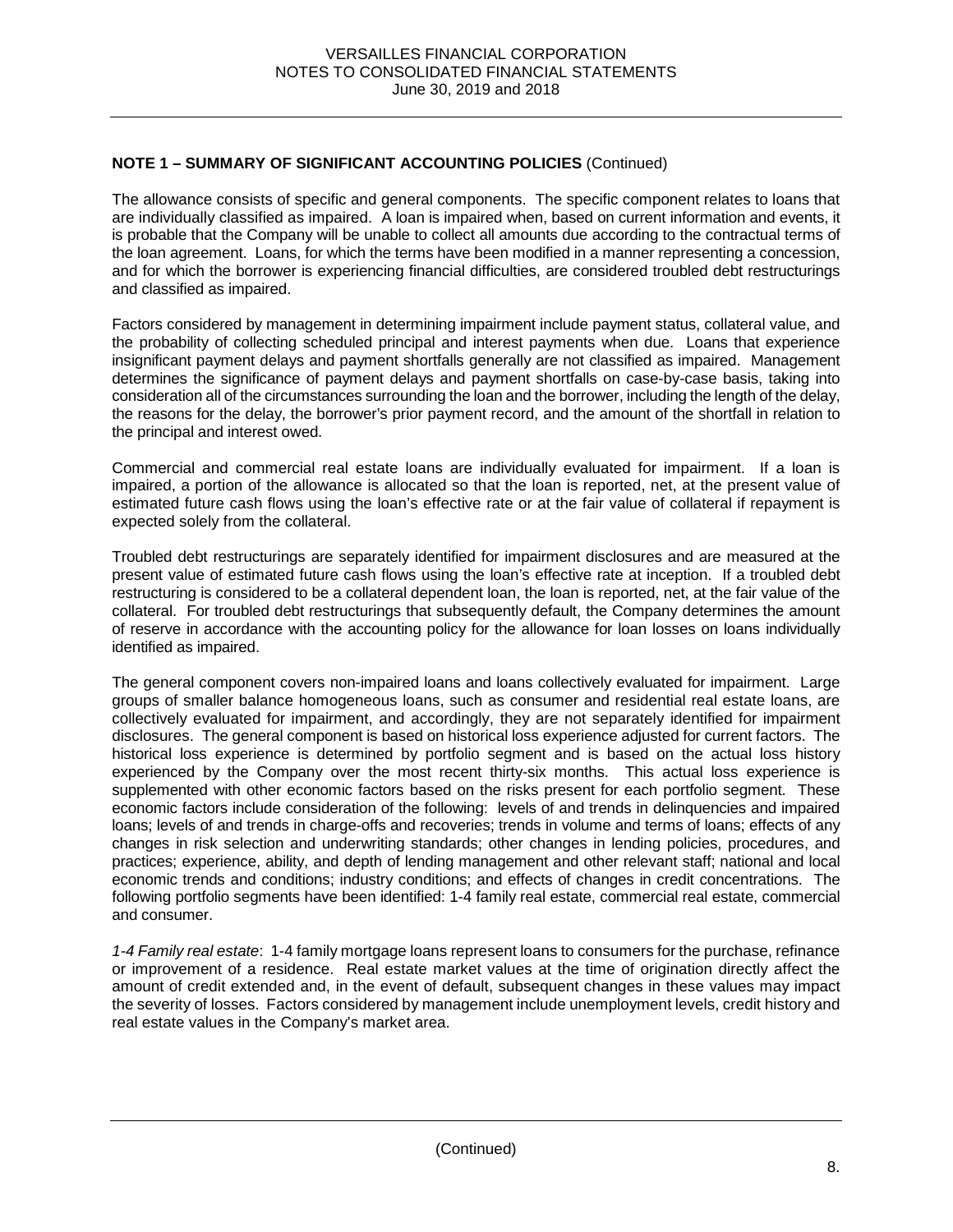**NOTE 1 – SUMMARY OF SIGNIFICANT ACCOUNTING POLICIES** (Continued)

The allowance consists of specific and general components. The specific component relates to loans that are individually classified as impaired. A loan is impaired when, based on current information and events, it is probable that the Company will be unable to collect all amounts due according to the contractual terms of the loan agreement. Loans, for which the terms have been modified in a manner representing a concession, and for which the borrower is experiencing financial difficulties, are considered troubled debt restructurings and classified as impaired.

Factors considered by management in determining impairment include payment status, collateral value, and the probability of collecting scheduled principal and interest payments when due. Loans that experience insignificant payment delays and payment shortfalls generally are not classified as impaired. Management determines the significance of payment delays and payment shortfalls on case-by-case basis, taking into consideration all of the circumstances surrounding the loan and the borrower, including the length of the delay, the reasons for the delay, the borrower's prior payment record, and the amount of the shortfall in relation to the principal and interest owed.

Commercial and commercial real estate loans are individually evaluated for impairment. If a loan is impaired, a portion of the allowance is allocated so that the loan is reported, net, at the present value of estimated future cash flows using the loan's effective rate or at the fair value of collateral if repayment is expected solely from the collateral.

Troubled debt restructurings are separately identified for impairment disclosures and are measured at the present value of estimated future cash flows using the loan's effective rate at inception. If a troubled debt restructuring is considered to be a collateral dependent loan, the loan is reported, net, at the fair value of the collateral. For troubled debt restructurings that subsequently default, the Company determines the amount of reserve in accordance with the accounting policy for the allowance for loan losses on loans individually identified as impaired.

The general component covers non-impaired loans and loans collectively evaluated for impairment. Large groups of smaller balance homogeneous loans, such as consumer and residential real estate loans, are collectively evaluated for impairment, and accordingly, they are not separately identified for impairment disclosures. The general component is based on historical loss experience adjusted for current factors. The historical loss experience is determined by portfolio segment and is based on the actual loss history experienced by the Company over the most recent thirty-six months. This actual loss experience is supplemented with other economic factors based on the risks present for each portfolio segment. These economic factors include consideration of the following: levels of and trends in delinquencies and impaired loans; levels of and trends in charge-offs and recoveries; trends in volume and terms of loans; effects of any changes in risk selection and underwriting standards; other changes in lending policies, procedures, and practices; experience, ability, and depth of lending management and other relevant staff; national and local economic trends and conditions; industry conditions; and effects of changes in credit concentrations. The following portfolio segments have been identified: 1-4 family real estate, commercial real estate, commercial and consumer.

*1-4 Family real estate*: 1-4 family mortgage loans represent loans to consumers for the purchase, refinance or improvement of a residence. Real estate market values at the time of origination directly affect the amount of credit extended and, in the event of default, subsequent changes in these values may impact the severity of losses. Factors considered by management include unemployment levels, credit history and real estate values in the Company's market area.

(Continued)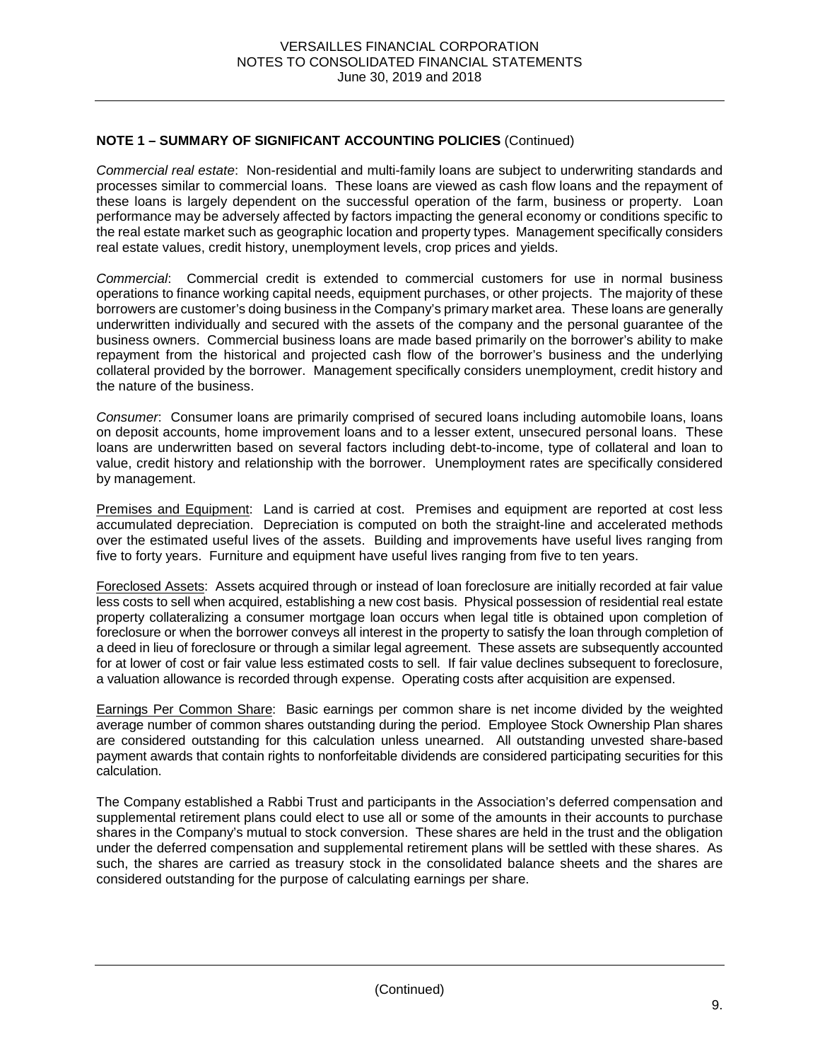**NOTE 1 – SUMMARY OF SIGNIFICANT ACCOUNTING POLICIES** (Continued)

*Commercial real estate*: Non-residential and multi-family loans are subject to underwriting standards and processes similar to commercial loans. These loans are viewed as cash flow loans and the repayment of these loans is largely dependent on the successful operation of the farm, business or property. Loan performance may be adversely affected by factors impacting the general economy or conditions specific to the real estate market such as geographic location and property types. Management specifically considers real estate values, credit history, unemployment levels, crop prices and yields.

*Commercial*: Commercial credit is extended to commercial customers for use in normal business operations to finance working capital needs, equipment purchases, or other projects. The majority of these borrowers are customer's doing business in the Company's primary market area. These loans are generally underwritten individually and secured with the assets of the company and the personal guarantee of the business owners. Commercial business loans are made based primarily on the borrower's ability to make repayment from the historical and projected cash flow of the borrower's business and the underlying collateral provided by the borrower. Management specifically considers unemployment, credit history and the nature of the business.

*Consumer*: Consumer loans are primarily comprised of secured loans including automobile loans, loans on deposit accounts, home improvement loans and to a lesser extent, unsecured personal loans. These loans are underwritten based on several factors including debt-to-income, type of collateral and loan to value, credit history and relationship with the borrower. Unemployment rates are specifically considered by management.

Premises and Equipment: Land is carried at cost. Premises and equipment are reported at cost less accumulated depreciation. Depreciation is computed on both the straight-line and accelerated methods over the estimated useful lives of the assets. Building and improvements have useful lives ranging from five to forty years. Furniture and equipment have useful lives ranging from five to ten years.

Foreclosed Assets: Assets acquired through or instead of loan foreclosure are initially recorded at fair value less costs to sell when acquired, establishing a new cost basis. Physical possession of residential real estate property collateralizing a consumer mortgage loan occurs when legal title is obtained upon completion of foreclosure or when the borrower conveys all interest in the property to satisfy the loan through completion of a deed in lieu of foreclosure or through a similar legal agreement. These assets are subsequently accounted for at lower of cost or fair value less estimated costs to sell. If fair value declines subsequent to foreclosure, a valuation allowance is recorded through expense. Operating costs after acquisition are expensed.

Earnings Per Common Share: Basic earnings per common share is net income divided by the weighted average number of common shares outstanding during the period. Employee Stock Ownership Plan shares are considered outstanding for this calculation unless unearned. All outstanding unvested share-based payment awards that contain rights to nonforfeitable dividends are considered participating securities for this calculation.

The Company established a Rabbi Trust and participants in the Association's deferred compensation and supplemental retirement plans could elect to use all or some of the amounts in their accounts to purchase shares in the Company's mutual to stock conversion. These shares are held in the trust and the obligation under the deferred compensation and supplemental retirement plans will be settled with these shares. As such, the shares are carried as treasury stock in the consolidated balance sheets and the shares are considered outstanding for the purpose of calculating earnings per share.

(Continued)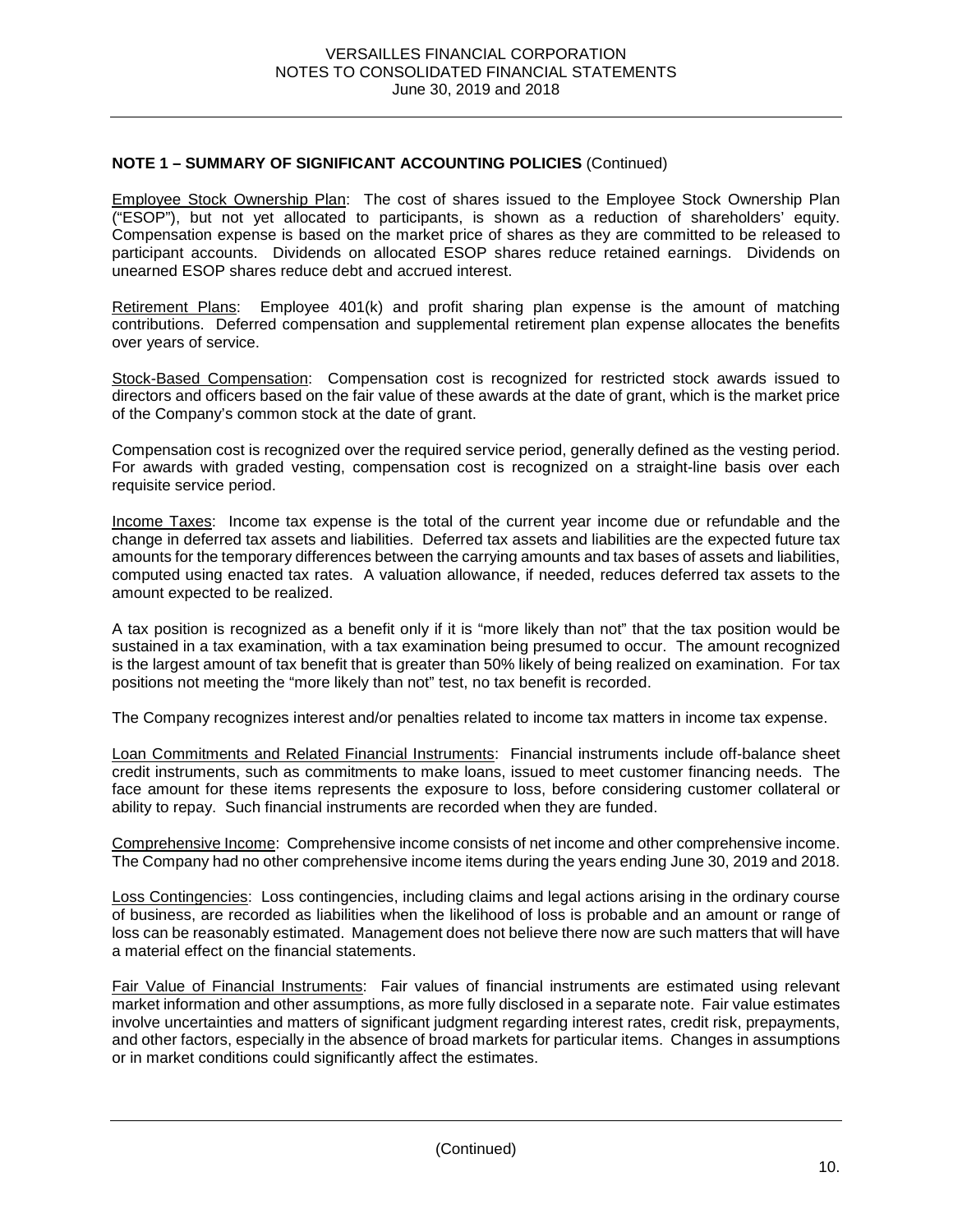**NOTE 1 – SUMMARY OF SIGNIFICANT ACCOUNTING POLICIES** (Continued)

Employee Stock Ownership Plan: The cost of shares issued to the Employee Stock Ownership Plan ("ESOP"), but not yet allocated to participants, is shown as a reduction of shareholders' equity. Compensation expense is based on the market price of shares as they are committed to be released to participant accounts. Dividends on allocated ESOP shares reduce retained earnings. Dividends on unearned ESOP shares reduce debt and accrued interest.

Retirement Plans: Employee 401(k) and profit sharing plan expense is the amount of matching contributions. Deferred compensation and supplemental retirement plan expense allocates the benefits over years of service.

Stock-Based Compensation: Compensation cost is recognized for restricted stock awards issued to directors and officers based on the fair value of these awards at the date of grant, which is the market price of the Company's common stock at the date of grant.

Compensation cost is recognized over the required service period, generally defined as the vesting period. For awards with graded vesting, compensation cost is recognized on a straight-line basis over each requisite service period.

Income Taxes: Income tax expense is the total of the current year income due or refundable and the change in deferred tax assets and liabilities. Deferred tax assets and liabilities are the expected future tax amounts for the temporary differences between the carrying amounts and tax bases of assets and liabilities, computed using enacted tax rates. A valuation allowance, if needed, reduces deferred tax assets to the amount expected to be realized.

A tax position is recognized as a benefit only if it is "more likely than not" that the tax position would be sustained in a tax examination, with a tax examination being presumed to occur. The amount recognized is the largest amount of tax benefit that is greater than 50% likely of being realized on examination. For tax positions not meeting the "more likely than not" test, no tax benefit is recorded.

The Company recognizes interest and/or penalties related to income tax matters in income tax expense.

Loan Commitments and Related Financial Instruments: Financial instruments include off-balance sheet credit instruments, such as commitments to make loans, issued to meet customer financing needs. The face amount for these items represents the exposure to loss, before considering customer collateral or ability to repay. Such financial instruments are recorded when they are funded.

Comprehensive Income: Comprehensive income consists of net income and other comprehensive income. The Company had no other comprehensive income items during the years ending June 30, 2019 and 2018.

Loss Contingencies: Loss contingencies, including claims and legal actions arising in the ordinary course of business, are recorded as liabilities when the likelihood of loss is probable and an amount or range of loss can be reasonably estimated. Management does not believe there now are such matters that will have a material effect on the financial statements.

Fair Value of Financial Instruments: Fair values of financial instruments are estimated using relevant market information and other assumptions, as more fully disclosed in a separate note. Fair value estimates involve uncertainties and matters of significant judgment regarding interest rates, credit risk, prepayments, and other factors, especially in the absence of broad markets for particular items. Changes in assumptions or in market conditions could significantly affect the estimates.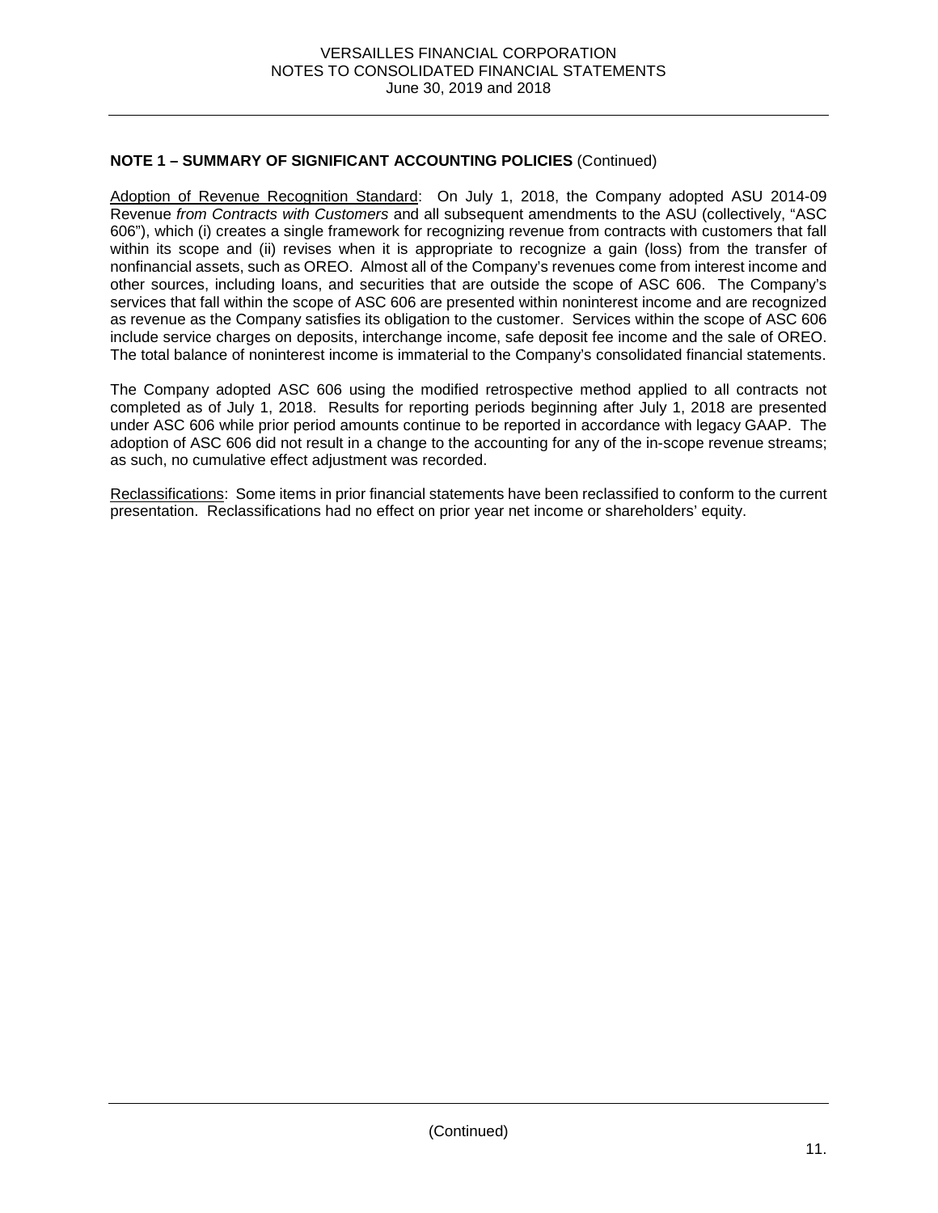**NOTE 1 – SUMMARY OF SIGNIFICANT ACCOUNTING POLICIES** (Continued)

Adoption of Revenue Recognition Standard: On July 1, 2018, the Company adopted ASU 2014-09 Revenue *from Contracts with Customers* and all subsequent amendments to the ASU (collectively, "ASC 606"), which (i) creates a single framework for recognizing revenue from contracts with customers that fall within its scope and (ii) revises when it is appropriate to recognize a gain (loss) from the transfer of nonfinancial assets, such as OREO. Almost all of the Company's revenues come from interest income and other sources, including loans, and securities that are outside the scope of ASC 606. The Company's services that fall within the scope of ASC 606 are presented within noninterest income and are recognized as revenue as the Company satisfies its obligation to the customer. Services within the scope of ASC 606 include service charges on deposits, interchange income, safe deposit fee income and the sale of OREO. The total balance of noninterest income is immaterial to the Company's consolidated financial statements.

The Company adopted ASC 606 using the modified retrospective method applied to all contracts not completed as of July 1, 2018. Results for reporting periods beginning after July 1, 2018 are presented under ASC 606 while prior period amounts continue to be reported in accordance with legacy GAAP. The adoption of ASC 606 did not result in a change to the accounting for any of the in-scope revenue streams; as such, no cumulative effect adjustment was recorded.

Reclassifications: Some items in prior financial statements have been reclassified to conform to the current presentation. Reclassifications had no effect on prior year net income or shareholders' equity.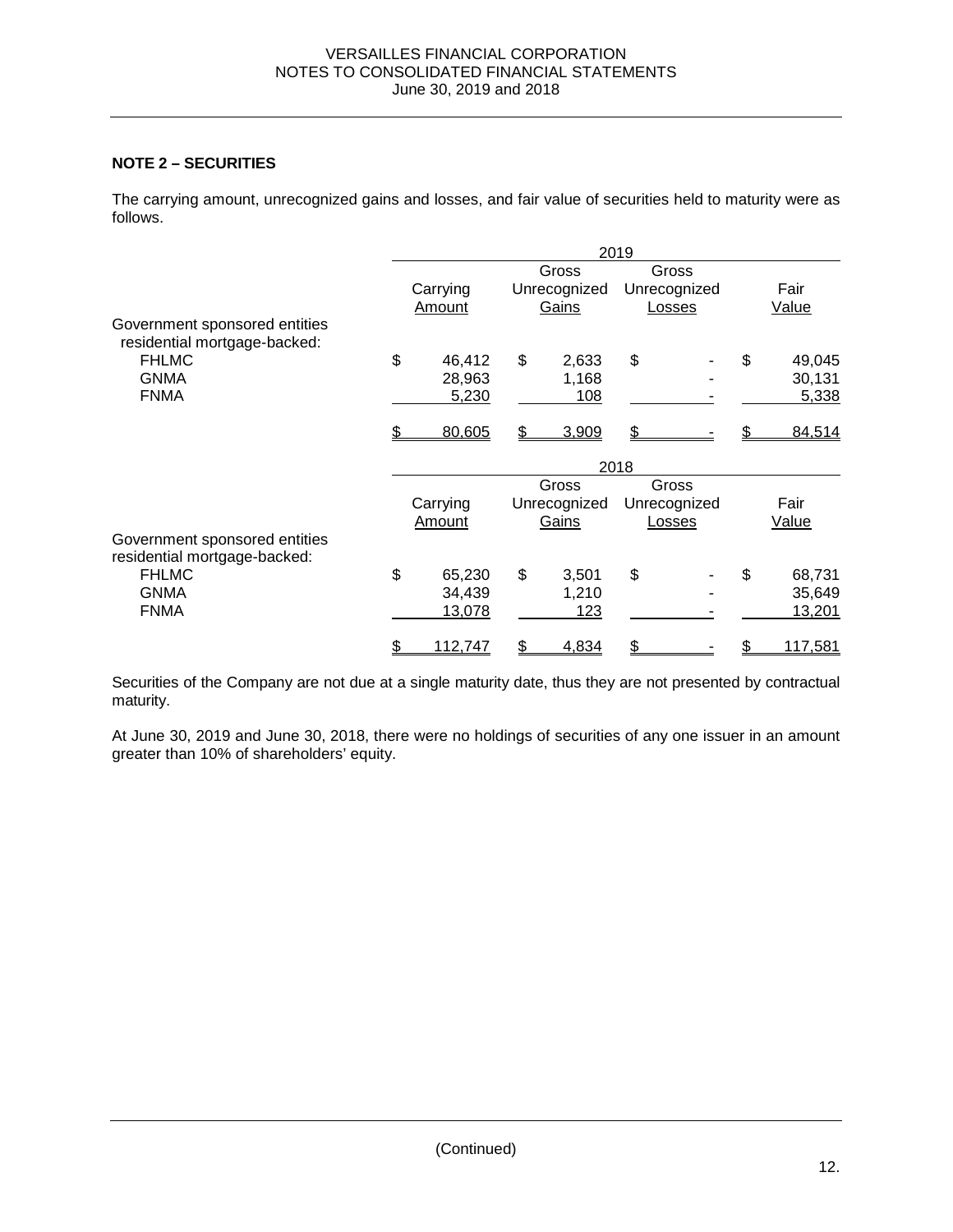VERSAILLES FINANCIAL CORPORATION
NOTES TO CONSOLIDATED FINANCIAL STATEMENTS
June 30, 2019 and 2018

**NOTE 2 – SECURITIES**

The carrying amount, unrecognized gains and losses, and fair value of securities held to maturity were as follows.

| | 2019 | | | |
|---|---|---|---|---|
| | Carrying Amount | Gross Unrecognized Gains | Gross Unrecognized Losses | Fair Value |
| Government sponsored entities residential mortgage-backed: | | | | |
| FHLMC | $ 46,412 | $ 2,633 | $ - | $ 49,045 |
| GNMA | 28,963 | 1,168 | - | 30,131 |
| FNMA | 5,230 | 108 | - | 5,338 |
| | $ 80,605 | $ 3,909 | $ - | $ 84,514 |

| | 2018 | | | |
|---|---|---|---|---|
| | Carrying Amount | Gross Unrecognized Gains | Gross Unrecognized Losses | Fair Value |
| Government sponsored entities residential mortgage-backed: | | | | |
| FHLMC | $ 65,230 | $ 3,501 | $ - | $ 68,731 |
| GNMA | 34,439 | 1,210 | - | 35,649 |
| FNMA | 13,078 | 123 | - | 13,201 |
| | $ 112,747 | $ 4,834 | $ - | $ 117,581 |

Securities of the Company are not due at a single maturity date, thus they are not presented by contractual maturity.

At June 30, 2019 and June 30, 2018, there were no holdings of securities of any one issuer in an amount greater than 10% of shareholders' equity.

(Continued)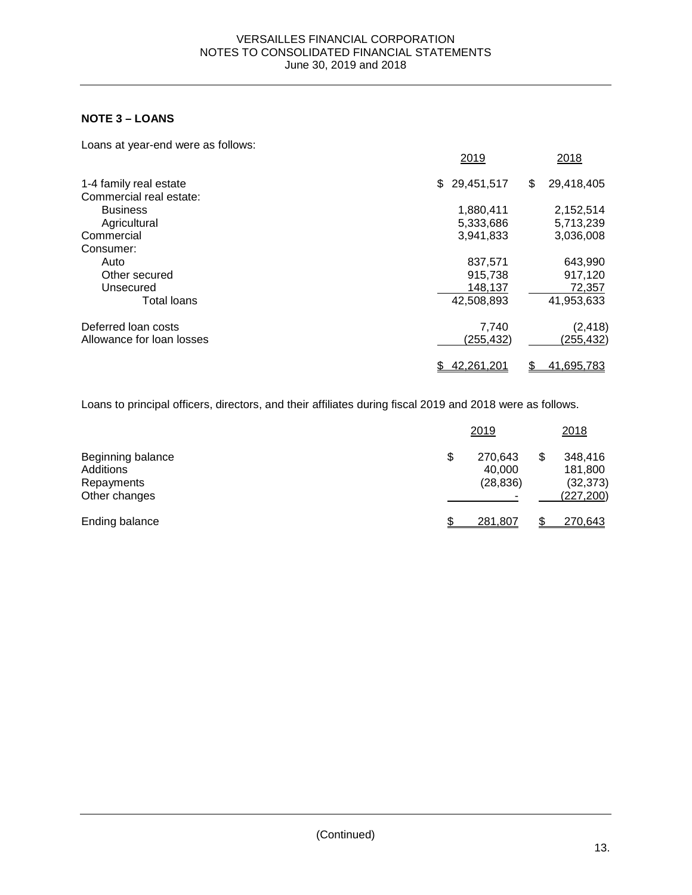## NOTE 3 – LOANS

Loans at year-end were as follows:

| | 2019 | 2018 |
|---|---|---|
| 1-4 family real estate | $ 29,451,517 | $ 29,418,405 |
| Commercial real estate: | | |
| Business | 1,880,411 | 2,152,514 |
| Agricultural | 5,333,686 | 5,713,239 |
| Commercial | 3,941,833 | 3,036,008 |
| Consumer: | | |
| Auto | 837,571 | 643,990 |
| Other secured | 915,738 | 917,120 |
| Unsecured | 148,137 | 72,357 |
| Total loans | 42,508,893 | 41,953,633 |
| Deferred loan costs | 7,740 | (2,418) |
| Allowance for loan losses | (255,432) | (255,432) |
| | $ 42,261,201 | $ 41,695,783 |

Loans to principal officers, directors, and their affiliates during fiscal 2019 and 2018 were as follows.

| | 2019 | 2018 |
|---|---|---|
| Beginning balance | $ 270,643 | $ 348,416 |
| Additions | 40,000 | 181,800 |
| Repayments | (28,836) | (32,373) |
| Other changes | - | (227,200) |
| Ending balance | $ 281,807 | $ 270,643 |

(Continued)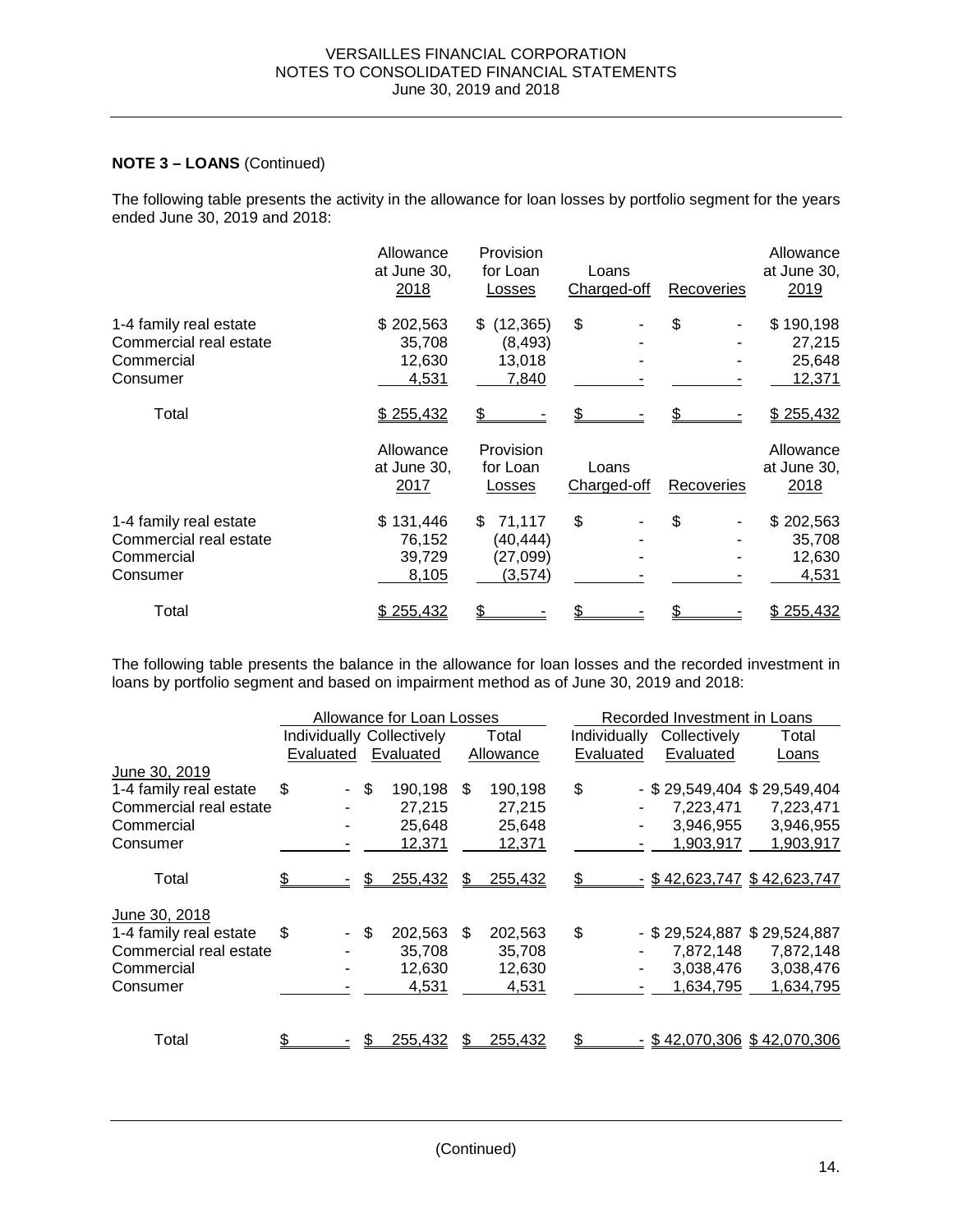**NOTE 3 – LOANS** (Continued)

The following table presents the activity in the allowance for loan losses by portfolio segment for the years ended June 30, 2019 and 2018:

| | Allowance at June 30, 2018 | Provision for Loan Losses | Loans Charged-off | Recoveries | Allowance at June 30, 2019 |
|---|---|---|---|---|---|
| 1-4 family real estate | $ 202,563 | $ (12,365) | $ - | $ - | $ 190,198 |
| Commercial real estate | 35,708 | (8,493) | - | - | 27,215 |
| Commercial | 12,630 | 13,018 | - | - | 25,648 |
| Consumer | 4,531 | 7,840 | - | - | 12,371 |
| Total | $ 255,432 | $ - | $ - | $ - | $ 255,432 |

| | Allowance at June 30, 2017 | Provision for Loan Losses | Loans Charged-off | Recoveries | Allowance at June 30, 2018 |
|---|---|---|---|---|---|
| 1-4 family real estate | $ 131,446 | $ 71,117 | $ - | $ - | $ 202,563 |
| Commercial real estate | 76,152 | (40,444) | - | - | 35,708 |
| Commercial | 39,729 | (27,099) | - | - | 12,630 |
| Consumer | 8,105 | (3,574) | - | - | 4,531 |
| Total | $ 255,432 | $ - | $ - | $ - | $ 255,432 |

The following table presents the balance in the allowance for loan losses and the recorded investment in loans by portfolio segment and based on impairment method as of June 30, 2019 and 2018:

| | Allowance for Loan Losses | | | Recorded Investment in Loans | | |
|---|---|---|---|---|---|---|
| | Individually Evaluated | Collectively Evaluated | Total Allowance | Individually Evaluated | Collectively Evaluated | Total Loans |
| June 30, 2019 | | | | | | |
| 1-4 family real estate | $ - | $ 190,198 | $ 190,198 | $ - | $ 29,549,404 | $ 29,549,404 |
| Commercial real estate | - | 27,215 | 27,215 | - | 7,223,471 | 7,223,471 |
| Commercial | - | 25,648 | 25,648 | - | 3,946,955 | 3,946,955 |
| Consumer | - | 12,371 | 12,371 | - | 1,903,917 | 1,903,917 |
| Total | $ - | $ 255,432 | $ 255,432 | $ - | $ 42,623,747 | $ 42,623,747 |
| June 30, 2018 | | | | | | |
| 1-4 family real estate | $ - | $ 202,563 | $ 202,563 | $ - | $ 29,524,887 | $ 29,524,887 |
| Commercial real estate | - | 35,708 | 35,708 | - | 7,872,148 | 7,872,148 |
| Commercial | - | 12,630 | 12,630 | - | 3,038,476 | 3,038,476 |
| Consumer | - | 4,531 | 4,531 | - | 1,634,795 | 1,634,795 |
| Total | $ - | $ 255,432 | $ 255,432 | $ - | $ 42,070,306 | $ 42,070,306 |

(Continued)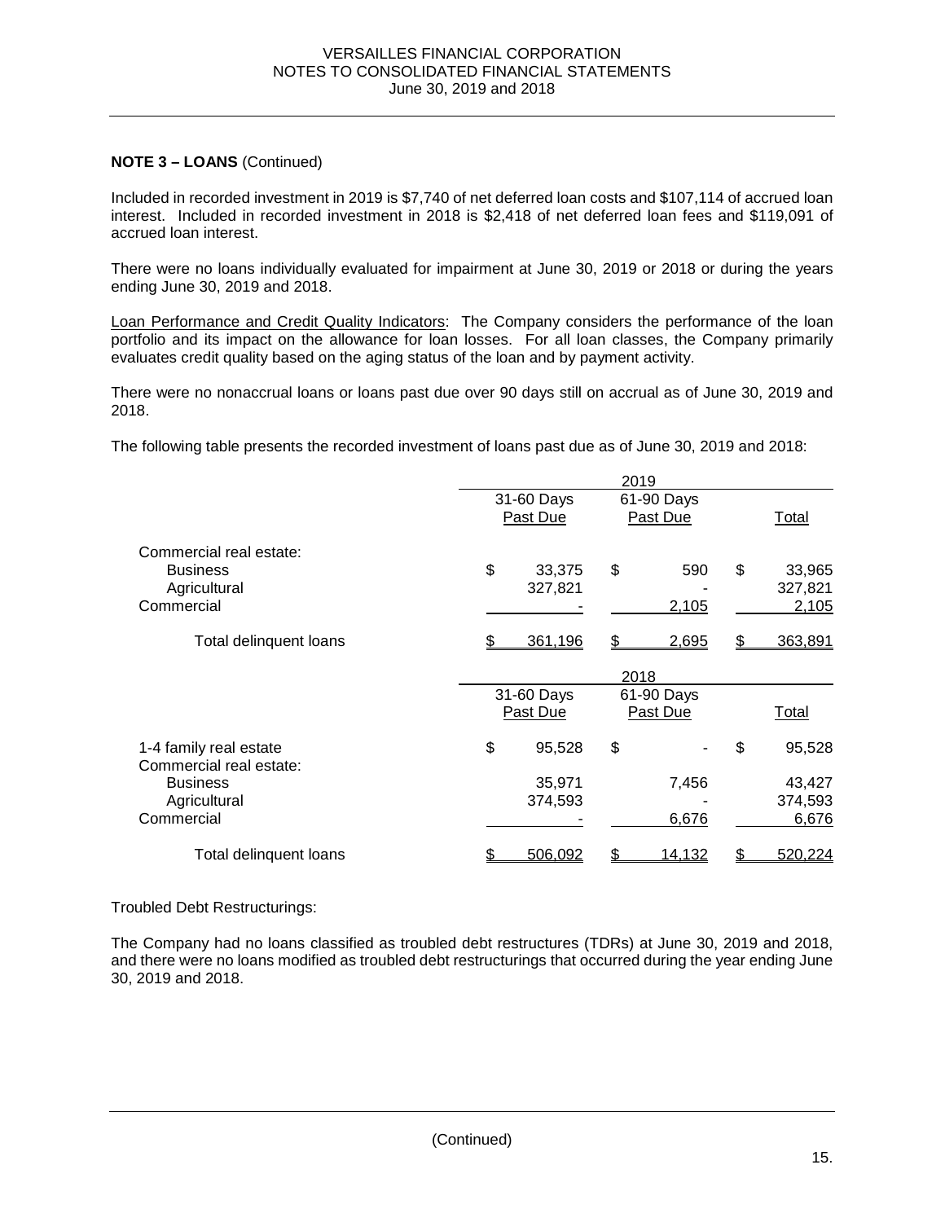**NOTE 3 – LOANS** (Continued)

Included in recorded investment in 2019 is $7,740 of net deferred loan costs and $107,114 of accrued loan interest. Included in recorded investment in 2018 is $2,418 of net deferred loan fees and $119,091 of accrued loan interest.

There were no loans individually evaluated for impairment at June 30, 2019 or 2018 or during the years ending June 30, 2019 and 2018.

Loan Performance and Credit Quality Indicators: The Company considers the performance of the loan portfolio and its impact on the allowance for loan losses. For all loan classes, the Company primarily evaluates credit quality based on the aging status of the loan and by payment activity.

There were no nonaccrual loans or loans past due over 90 days still on accrual as of June 30, 2019 and 2018.

The following table presents the recorded investment of loans past due as of June 30, 2019 and 2018:

| | 2019 | | |
|---|---|---|---|
| | 31-60 Days Past Due | 61-90 Days Past Due | Total |
| Commercial real estate: | | | |
| Business | $ 33,375 | $ 590 | $ 33,965 |
| Agricultural | 327,821 | - | 327,821 |
| Commercial | - | 2,105 | 2,105 |
| Total delinquent loans | $ 361,196 | $ 2,695 | $ 363,891 |

| | 2018 | | |
|---|---|---|---|
| | 31-60 Days Past Due | 61-90 Days Past Due | Total |
| 1-4 family real estate | $ 95,528 | $ - | $ 95,528 |
| Commercial real estate: | | | |
| Business | 35,971 | 7,456 | 43,427 |
| Agricultural | 374,593 | - | 374,593 |
| Commercial | - | 6,676 | 6,676 |
| Total delinquent loans | $ 506,092 | $ 14,132 | $ 520,224 |

Troubled Debt Restructurings:

The Company had no loans classified as troubled debt restructures (TDRs) at June 30, 2019 and 2018, and there were no loans modified as troubled debt restructurings that occurred during the year ending June 30, 2019 and 2018.

(Continued)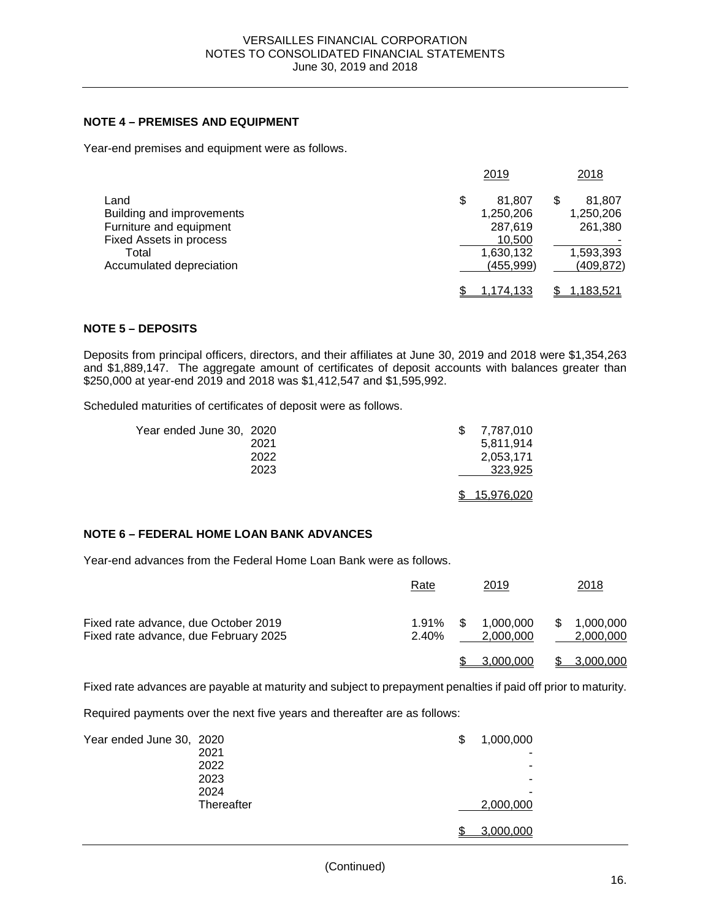## NOTE 4 – PREMISES AND EQUIPMENT

Year-end premises and equipment were as follows.

| | 2019 | 2018 |
|---|---|---|
| Land | $ 81,807 | $ 81,807 |
| Building and improvements | 1,250,206 | 1,250,206 |
| Furniture and equipment | 287,619 | 261,380 |
| Fixed Assets in process | 10,500 | - |
| Total | 1,630,132 | 1,593,393 |
| Accumulated depreciation | (455,999) | (409,872) |
| | $ 1,174,133 | $ 1,183,521 |

## NOTE 5 – DEPOSITS

Deposits from principal officers, directors, and their affiliates at June 30, 2019 and 2018 were $1,354,263 and $1,889,147. The aggregate amount of certificates of deposit accounts with balances greater than $250,000 at year-end 2019 and 2018 was $1,412,547 and $1,595,992.

Scheduled maturities of certificates of deposit were as follows.

| | |
|---|---|
| Year ended June 30, 2020 | $ 7,787,010 |
| 2021 | 5,811,914 |
| 2022 | 2,053,171 |
| 2023 | 323,925 |
| | $ 15,976,020 |

## NOTE 6 – FEDERAL HOME LOAN BANK ADVANCES

Year-end advances from the Federal Home Loan Bank were as follows.

| | Rate | 2019 | 2018 |
|---|---|---|---|
| Fixed rate advance, due October 2019 | 1.91% | $ 1,000,000 | $ 1,000,000 |
| Fixed rate advance, due February 2025 | 2.40% | 2,000,000 | 2,000,000 |
| | | $ 3,000,000 | $ 3,000,000 |

Fixed rate advances are payable at maturity and subject to prepayment penalties if paid off prior to maturity.

Required payments over the next five years and thereafter are as follows:

| | |
|---|---|
| Year ended June 30, 2020 | $ 1,000,000 |
| 2021 | - |
| 2022 | - |
| 2023 | - |
| 2024 | - |
| Thereafter | 2,000,000 |
| | $ 3,000,000 |

(Continued)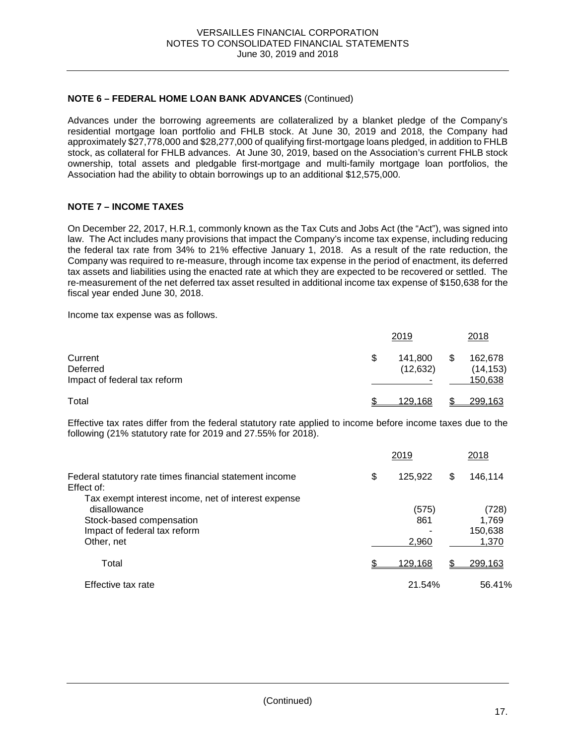**NOTE 6 – FEDERAL HOME LOAN BANK ADVANCES** (Continued)

Advances under the borrowing agreements are collateralized by a blanket pledge of the Company's residential mortgage loan portfolio and FHLB stock. At June 30, 2019 and 2018, the Company had approximately $27,778,000 and $28,277,000 of qualifying first-mortgage loans pledged, in addition to FHLB stock, as collateral for FHLB advances. At June 30, 2019, based on the Association's current FHLB stock ownership, total assets and pledgable first-mortgage and multi-family mortgage loan portfolios, the Association had the ability to obtain borrowings up to an additional $12,575,000.

## NOTE 7 – INCOME TAXES

On December 22, 2017, H.R.1, commonly known as the Tax Cuts and Jobs Act (the "Act"), was signed into law. The Act includes many provisions that impact the Company's income tax expense, including reducing the federal tax rate from 34% to 21% effective January 1, 2018. As a result of the rate reduction, the Company was required to re-measure, through income tax expense in the period of enactment, its deferred tax assets and liabilities using the enacted rate at which they are expected to be recovered or settled. The re-measurement of the net deferred tax asset resulted in additional income tax expense of $150,638 for the fiscal year ended June 30, 2018.

Income tax expense was as follows.

| | 2019 | 2018 |
|---|---|---|
| Current | $ 141,800 | $ 162,678 |
| Deferred | (12,632) | (14,153) |
| Impact of federal tax reform | - | 150,638 |
| Total | $ 129,168 | $ 299,163 |

Effective tax rates differ from the federal statutory rate applied to income before income taxes due to the following (21% statutory rate for 2019 and 27.55% for 2018).

| | 2019 | 2018 |
|---|---|---|
| Federal statutory rate times financial statement income | $ 125,922 | $ 146,114 |
| Effect of: | | |
| Tax exempt interest income, net of interest expense disallowance | (575) | (728) |
| Stock-based compensation | 861 | 1,769 |
| Impact of federal tax reform | - | 150,638 |
| Other, net | 2,960 | 1,370 |
| Total | $ 129,168 | $ 299,163 |
| Effective tax rate | 21.54% | 56.41% |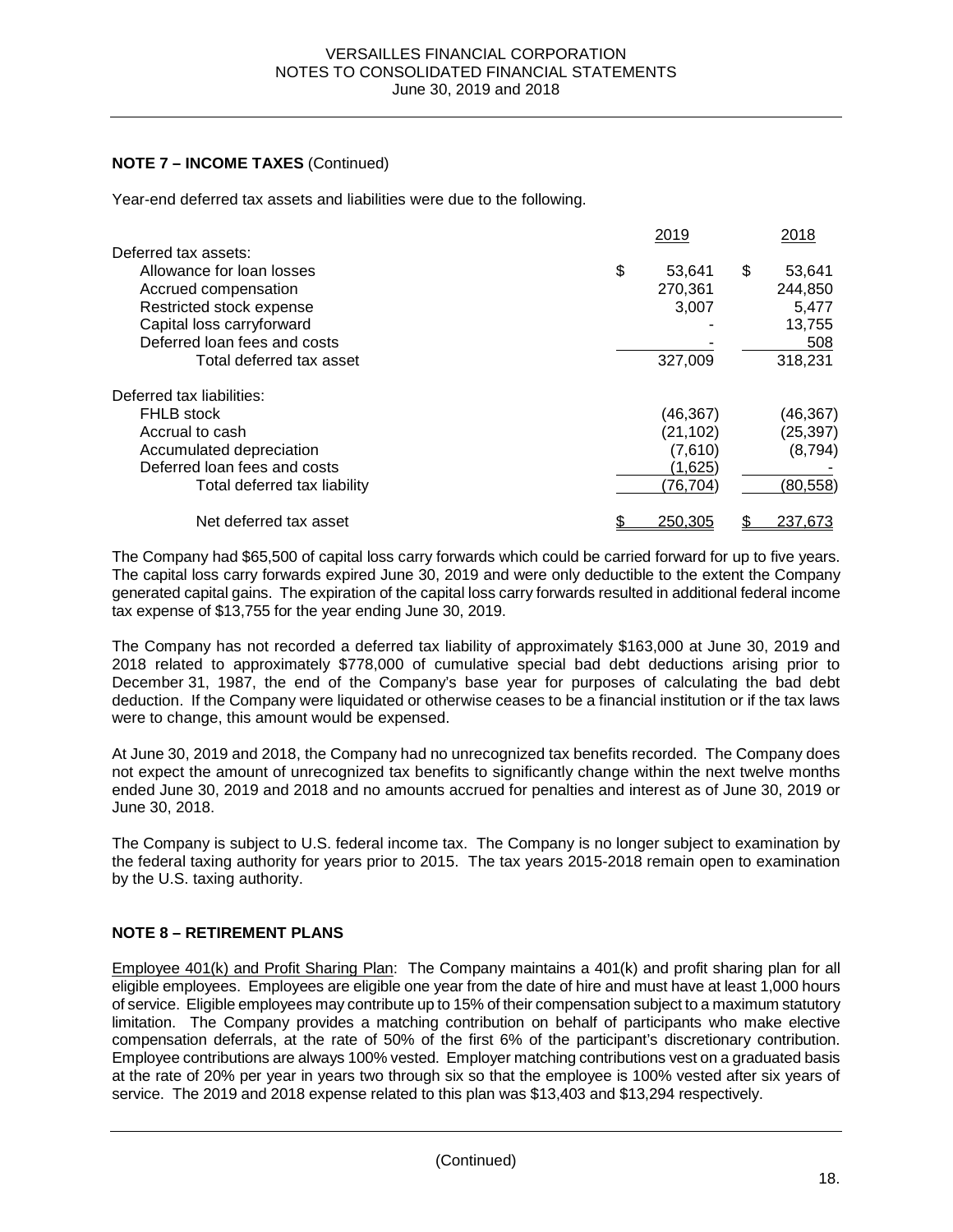**NOTE 7 – INCOME TAXES** (Continued)

Year-end deferred tax assets and liabilities were due to the following.

| | 2019 | 2018 |
|---|---|---|
| Deferred tax assets: | | |
| Allowance for loan losses | $ 53,641 | $ 53,641 |
| Accrued compensation | 270,361 | 244,850 |
| Restricted stock expense | 3,007 | 5,477 |
| Capital loss carryforward | - | 13,755 |
| Deferred loan fees and costs | - | 508 |
| Total deferred tax asset | 327,009 | 318,231 |
| Deferred tax liabilities: | | |
| FHLB stock | (46,367) | (46,367) |
| Accrual to cash | (21,102) | (25,397) |
| Accumulated depreciation | (7,610) | (8,794) |
| Deferred loan fees and costs | (1,625) | - |
| Total deferred tax liability | (76,704) | (80,558) |
| Net deferred tax asset | $ 250,305 | $ 237,673 |

The Company had $65,500 of capital loss carry forwards which could be carried forward for up to five years. The capital loss carry forwards expired June 30, 2019 and were only deductible to the extent the Company generated capital gains. The expiration of the capital loss carry forwards resulted in additional federal income tax expense of $13,755 for the year ending June 30, 2019.

The Company has not recorded a deferred tax liability of approximately $163,000 at June 30, 2019 and 2018 related to approximately $778,000 of cumulative special bad debt deductions arising prior to December 31, 1987, the end of the Company's base year for purposes of calculating the bad debt deduction. If the Company were liquidated or otherwise ceases to be a financial institution or if the tax laws were to change, this amount would be expensed.

At June 30, 2019 and 2018, the Company had no unrecognized tax benefits recorded. The Company does not expect the amount of unrecognized tax benefits to significantly change within the next twelve months ended June 30, 2019 and 2018 and no amounts accrued for penalties and interest as of June 30, 2019 or June 30, 2018.

The Company is subject to U.S. federal income tax. The Company is no longer subject to examination by the federal taxing authority for years prior to 2015. The tax years 2015-2018 remain open to examination by the U.S. taxing authority.

**NOTE 8 – RETIREMENT PLANS**

Employee 401(k) and Profit Sharing Plan: The Company maintains a 401(k) and profit sharing plan for all eligible employees. Employees are eligible one year from the date of hire and must have at least 1,000 hours of service. Eligible employees may contribute up to 15% of their compensation subject to a maximum statutory limitation. The Company provides a matching contribution on behalf of participants who make elective compensation deferrals, at the rate of 50% of the first 6% of the participant's discretionary contribution. Employee contributions are always 100% vested. Employer matching contributions vest on a graduated basis at the rate of 20% per year in years two through six so that the employee is 100% vested after six years of service. The 2019 and 2018 expense related to this plan was $13,403 and $13,294 respectively.

(Continued)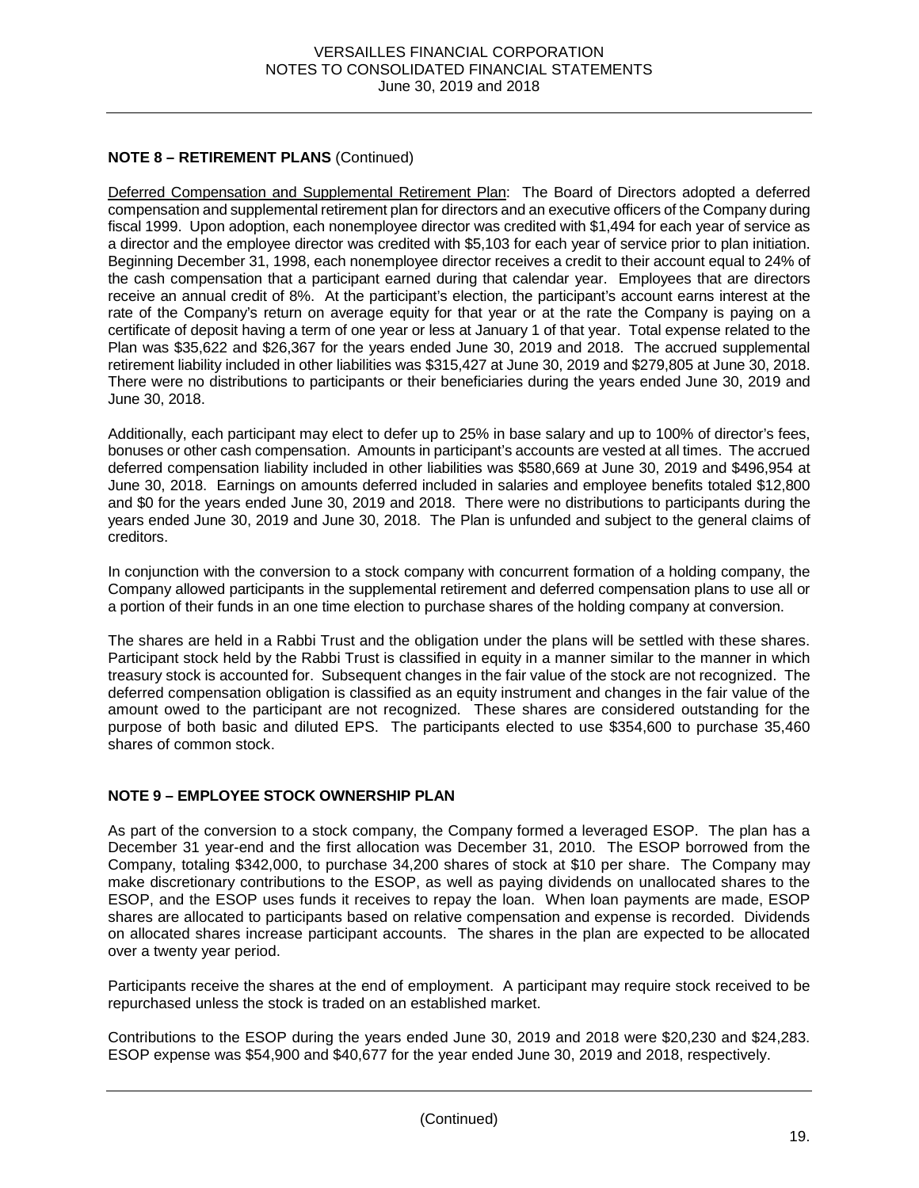## NOTE 8 – RETIREMENT PLANS (Continued)

Deferred Compensation and Supplemental Retirement Plan: The Board of Directors adopted a deferred compensation and supplemental retirement plan for directors and an executive officers of the Company during fiscal 1999. Upon adoption, each nonemployee director was credited with $1,494 for each year of service as a director and the employee director was credited with $5,103 for each year of service prior to plan initiation. Beginning December 31, 1998, each nonemployee director receives a credit to their account equal to 24% of the cash compensation that a participant earned during that calendar year. Employees that are directors receive an annual credit of 8%. At the participant's election, the participant's account earns interest at the rate of the Company's return on average equity for that year or at the rate the Company is paying on a certificate of deposit having a term of one year or less at January 1 of that year. Total expense related to the Plan was $35,622 and $26,367 for the years ended June 30, 2019 and 2018. The accrued supplemental retirement liability included in other liabilities was $315,427 at June 30, 2019 and $279,805 at June 30, 2018. There were no distributions to participants or their beneficiaries during the years ended June 30, 2019 and June 30, 2018.

Additionally, each participant may elect to defer up to 25% in base salary and up to 100% of director's fees, bonuses or other cash compensation. Amounts in participant's accounts are vested at all times. The accrued deferred compensation liability included in other liabilities was $580,669 at June 30, 2019 and $496,954 at June 30, 2018. Earnings on amounts deferred included in salaries and employee benefits totaled $12,800 and $0 for the years ended June 30, 2019 and 2018. There were no distributions to participants during the years ended June 30, 2019 and June 30, 2018. The Plan is unfunded and subject to the general claims of creditors.

In conjunction with the conversion to a stock company with concurrent formation of a holding company, the Company allowed participants in the supplemental retirement and deferred compensation plans to use all or a portion of their funds in an one time election to purchase shares of the holding company at conversion.

The shares are held in a Rabbi Trust and the obligation under the plans will be settled with these shares. Participant stock held by the Rabbi Trust is classified in equity in a manner similar to the manner in which treasury stock is accounted for. Subsequent changes in the fair value of the stock are not recognized. The deferred compensation obligation is classified as an equity instrument and changes in the fair value of the amount owed to the participant are not recognized. These shares are considered outstanding for the purpose of both basic and diluted EPS. The participants elected to use $354,600 to purchase 35,460 shares of common stock.

## NOTE 9 – EMPLOYEE STOCK OWNERSHIP PLAN

As part of the conversion to a stock company, the Company formed a leveraged ESOP. The plan has a December 31 year-end and the first allocation was December 31, 2010. The ESOP borrowed from the Company, totaling $342,000, to purchase 34,200 shares of stock at $10 per share. The Company may make discretionary contributions to the ESOP, as well as paying dividends on unallocated shares to the ESOP, and the ESOP uses funds it receives to repay the loan. When loan payments are made, ESOP shares are allocated to participants based on relative compensation and expense is recorded. Dividends on allocated shares increase participant accounts. The shares in the plan are expected to be allocated over a twenty year period.

Participants receive the shares at the end of employment. A participant may require stock received to be repurchased unless the stock is traded on an established market.

Contributions to the ESOP during the years ended June 30, 2019 and 2018 were $20,230 and $24,283. ESOP expense was $54,900 and $40,677 for the year ended June 30, 2019 and 2018, respectively.

(Continued)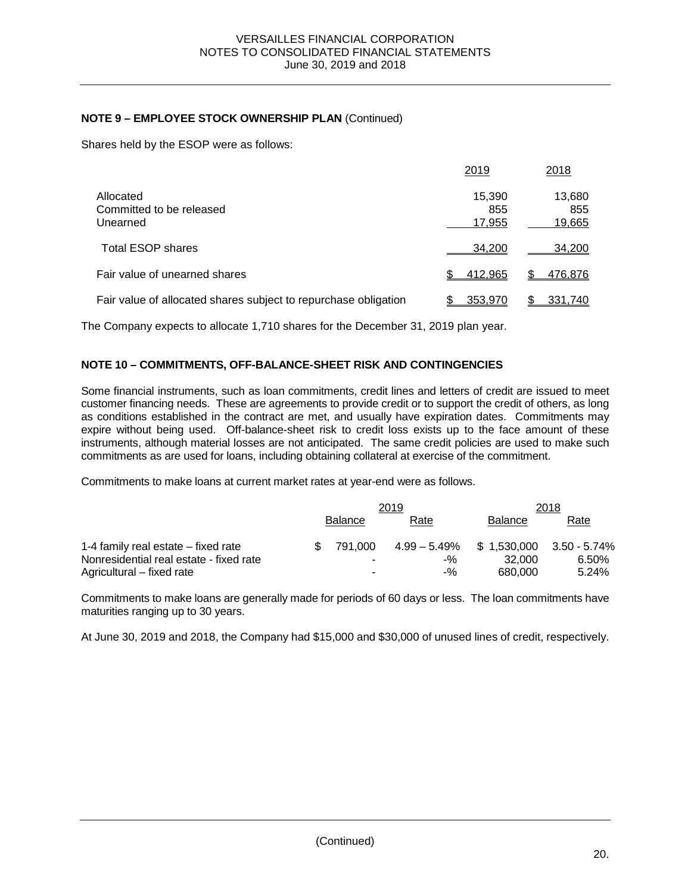**NOTE 9 – EMPLOYEE STOCK OWNERSHIP PLAN** (Continued)

Shares held by the ESOP were as follows:

| | 2019 | 2018 |
|---|---|---|
| Allocated | 15,390 | 13,680 |
| Committed to be released | 855 | 855 |
| Unearned | 17,955 | 19,665 |
| Total ESOP shares | 34,200 | 34,200 |
| Fair value of unearned shares | $ 412,965 | $ 476,876 |
| Fair value of allocated shares subject to repurchase obligation | $ 353,970 | $ 331,740 |

The Company expects to allocate 1,710 shares for the December 31, 2019 plan year.

**NOTE 10 – COMMITMENTS, OFF-BALANCE-SHEET RISK AND CONTINGENCIES**

Some financial instruments, such as loan commitments, credit lines and letters of credit are issued to meet customer financing needs. These are agreements to provide credit or to support the credit of others, as long as conditions established in the contract are met, and usually have expiration dates. Commitments may expire without being used. Off-balance-sheet risk to credit loss exists up to the face amount of these instruments, although material losses are not anticipated. The same credit policies are used to make such commitments as are used for loans, including obtaining collateral at exercise of the commitment.

Commitments to make loans at current market rates at year-end were as follows.

| | 2019 | | 2018 | |
|---|---|---|---|---|
| | Balance | Rate | Balance | Rate |
| 1-4 family real estate – fixed rate | $ 791,000 | 4.99 – 5.49% | $ 1,530,000 | 3.50 - 5.74% |
| Nonresidential real estate - fixed rate | - | -% | 32,000 | 6.50% |
| Agricultural – fixed rate | - | -% | 680,000 | 5.24% |

Commitments to make loans are generally made for periods of 60 days or less. The loan commitments have maturities ranging up to 30 years.

At June 30, 2019 and 2018, the Company had $15,000 and $30,000 of unused lines of credit, respectively.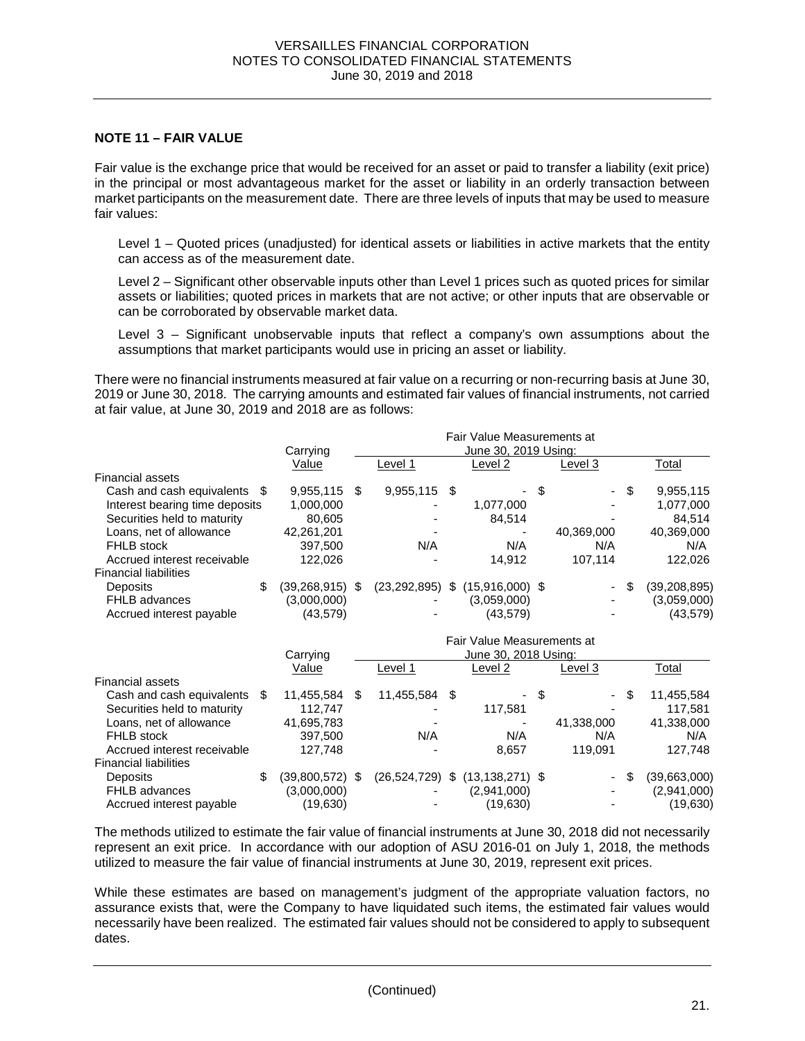## NOTE 11 – FAIR VALUE

Fair value is the exchange price that would be received for an asset or paid to transfer a liability (exit price) in the principal or most advantageous market for the asset or liability in an orderly transaction between market participants on the measurement date. There are three levels of inputs that may be used to measure fair values:

Level 1 – Quoted prices (unadjusted) for identical assets or liabilities in active markets that the entity can access as of the measurement date.

Level 2 – Significant other observable inputs other than Level 1 prices such as quoted prices for similar assets or liabilities; quoted prices in markets that are not active; or other inputs that are observable or can be corroborated by observable market data.

Level 3 – Significant unobservable inputs that reflect a company's own assumptions about the assumptions that market participants would use in pricing an asset or liability.

There were no financial instruments measured at fair value on a recurring or non-recurring basis at June 30, 2019 or June 30, 2018. The carrying amounts and estimated fair values of financial instruments, not carried at fair value, at June 30, 2019 and 2018 are as follows:

| | Carrying Value | Fair Value Measurements at June 30, 2019 Using: Level 1 | Level 2 | Level 3 | Total |
|---|---|---|---|---|---|
| Financial assets | | | | | |
| Cash and cash equivalents | $ 9,955,115 | $ 9,955,115 | $ - | $ - | $ 9,955,115 |
| Interest bearing time deposits | 1,000,000 | - | 1,077,000 | - | 1,077,000 |
| Securities held to maturity | 80,605 | - | 84,514 | - | 84,514 |
| Loans, net of allowance | 42,261,201 | - | - | 40,369,000 | 40,369,000 |
| FHLB stock | 397,500 | N/A | N/A | N/A | N/A |
| Accrued interest receivable | 122,026 | - | 14,912 | 107,114 | 122,026 |
| Financial liabilities | | | | | |
| Deposits | $ (39,268,915) | $ (23,292,895) | $ (15,916,000) | $ - | $ (39,208,895) |
| FHLB advances | (3,000,000) | - | (3,059,000) | - | (3,059,000) |
| Accrued interest payable | (43,579) | - | (43,579) | - | (43,579) |

| | Carrying Value | Fair Value Measurements at June 30, 2018 Using: Level 1 | Level 2 | Level 3 | Total |
|---|---|---|---|---|---|
| Financial assets | | | | | |
| Cash and cash equivalents | $ 11,455,584 | $ 11,455,584 | $ - | $ - | $ 11,455,584 |
| Securities held to maturity | 112,747 | - | 117,581 | - | 117,581 |
| Loans, net of allowance | 41,695,783 | - | - | 41,338,000 | 41,338,000 |
| FHLB stock | 397,500 | N/A | N/A | N/A | N/A |
| Accrued interest receivable | 127,748 | - | 8,657 | 119,091 | 127,748 |
| Financial liabilities | | | | | |
| Deposits | $ (39,800,572) | $ (26,524,729) | $ (13,138,271) | $ - | $ (39,663,000) |
| FHLB advances | (3,000,000) | - | (2,941,000) | - | (2,941,000) |
| Accrued interest payable | (19,630) | - | (19,630) | - | (19,630) |

The methods utilized to estimate the fair value of financial instruments at June 30, 2018 did not necessarily represent an exit price. In accordance with our adoption of ASU 2016-01 on July 1, 2018, the methods utilized to measure the fair value of financial instruments at June 30, 2019, represent exit prices.

While these estimates are based on management's judgment of the appropriate valuation factors, no assurance exists that, were the Company to have liquidated such items, the estimated fair values would necessarily have been realized. The estimated fair values should not be considered to apply to subsequent dates.

(Continued)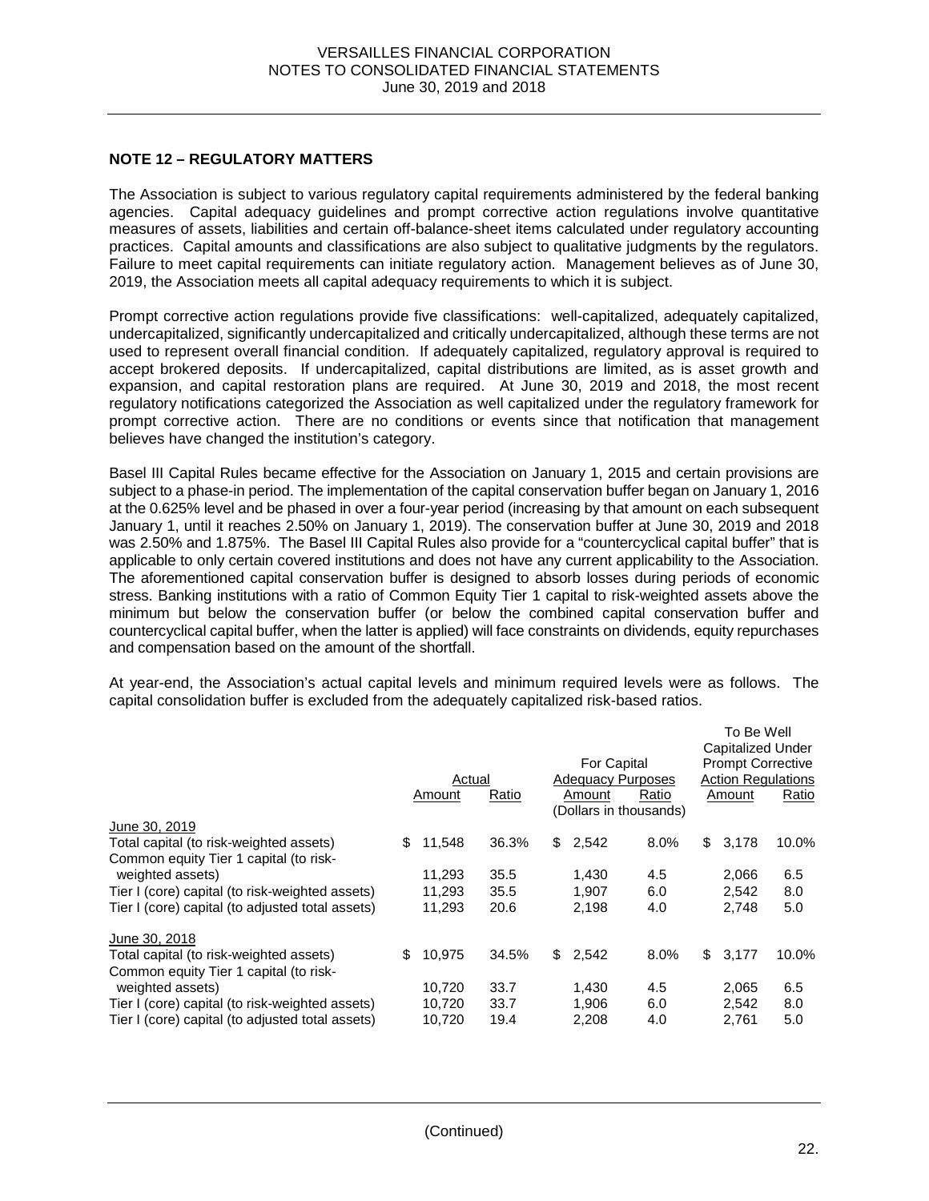## NOTE 12 – REGULATORY MATTERS

The Association is subject to various regulatory capital requirements administered by the federal banking agencies. Capital adequacy guidelines and prompt corrective action regulations involve quantitative measures of assets, liabilities and certain off-balance-sheet items calculated under regulatory accounting practices. Capital amounts and classifications are also subject to qualitative judgments by the regulators. Failure to meet capital requirements can initiate regulatory action. Management believes as of June 30, 2019, the Association meets all capital adequacy requirements to which it is subject.

Prompt corrective action regulations provide five classifications: well-capitalized, adequately capitalized, undercapitalized, significantly undercapitalized and critically undercapitalized, although these terms are not used to represent overall financial condition. If adequately capitalized, regulatory approval is required to accept brokered deposits. If undercapitalized, capital distributions are limited, as is asset growth and expansion, and capital restoration plans are required. At June 30, 2019 and 2018, the most recent regulatory notifications categorized the Association as well capitalized under the regulatory framework for prompt corrective action. There are no conditions or events since that notification that management believes have changed the institution's category.

Basel III Capital Rules became effective for the Association on January 1, 2015 and certain provisions are subject to a phase-in period. The implementation of the capital conservation buffer began on January 1, 2016 at the 0.625% level and be phased in over a four-year period (increasing by that amount on each subsequent January 1, until it reaches 2.50% on January 1, 2019). The conservation buffer at June 30, 2019 and 2018 was 2.50% and 1.875%. The Basel III Capital Rules also provide for a "countercyclical capital buffer" that is applicable to only certain covered institutions and does not have any current applicability to the Association. The aforementioned capital conservation buffer is designed to absorb losses during periods of economic stress. Banking institutions with a ratio of Common Equity Tier 1 capital to risk-weighted assets above the minimum but below the conservation buffer (or below the combined capital conservation buffer and countercyclical capital buffer, when the latter is applied) will face constraints on dividends, equity repurchases and compensation based on the amount of the shortfall.

At year-end, the Association's actual capital levels and minimum required levels were as follows. The capital consolidation buffer is excluded from the adequately capitalized risk-based ratios.

| | Actual | | For Capital Adequacy Purposes | | To Be Well Capitalized Under Prompt Corrective Action Regulations | |
|---|---|---|---|---|---|---|
| | Amount | Ratio | Amount | Ratio | Amount | Ratio |
| | | | (Dollars in thousands) | | | |
| June 30, 2019 | | | | | | |
| Total capital (to risk-weighted assets) | $ 11,548 | 36.3% | $ 2,542 | 8.0% | $ 3,178 | 10.0% |
| Common equity Tier 1 capital (to risk-weighted assets) | 11,293 | 35.5 | 1,430 | 4.5 | 2,066 | 6.5 |
| Tier I (core) capital (to risk-weighted assets) | 11,293 | 35.5 | 1,907 | 6.0 | 2,542 | 8.0 |
| Tier I (core) capital (to adjusted total assets) | 11,293 | 20.6 | 2,198 | 4.0 | 2,748 | 5.0 |
| June 30, 2018 | | | | | | |
| Total capital (to risk-weighted assets) | $ 10,975 | 34.5% | $ 2,542 | 8.0% | $ 3,177 | 10.0% |
| Common equity Tier 1 capital (to risk-weighted assets) | 10,720 | 33.7 | 1,430 | 4.5 | 2,065 | 6.5 |
| Tier I (core) capital (to risk-weighted assets) | 10,720 | 33.7 | 1,906 | 6.0 | 2,542 | 8.0 |
| Tier I (core) capital (to adjusted total assets) | 10,720 | 19.4 | 2,208 | 4.0 | 2,761 | 5.0 |

(Continued)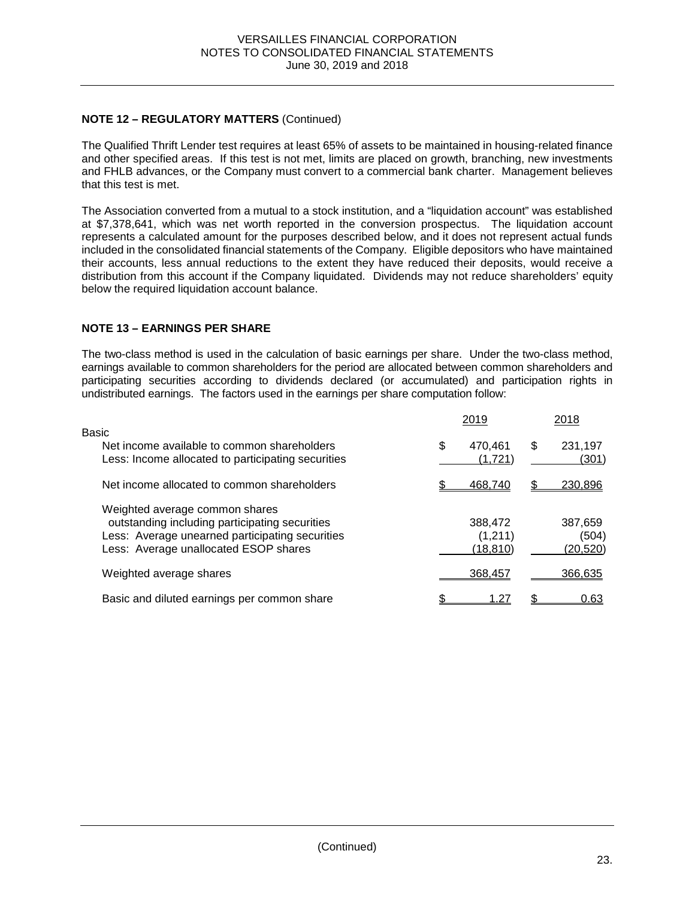## NOTE 12 – REGULATORY MATTERS (Continued)

The Qualified Thrift Lender test requires at least 65% of assets to be maintained in housing-related finance and other specified areas. If this test is not met, limits are placed on growth, branching, new investments and FHLB advances, or the Company must convert to a commercial bank charter. Management believes that this test is met.

The Association converted from a mutual to a stock institution, and a "liquidation account" was established at $7,378,641, which was net worth reported in the conversion prospectus. The liquidation account represents a calculated amount for the purposes described below, and it does not represent actual funds included in the consolidated financial statements of the Company. Eligible depositors who have maintained their accounts, less annual reductions to the extent they have reduced their deposits, would receive a distribution from this account if the Company liquidated. Dividends may not reduce shareholders' equity below the required liquidation account balance.

## NOTE 13 – EARNINGS PER SHARE

The two-class method is used in the calculation of basic earnings per share. Under the two-class method, earnings available to common shareholders for the period are allocated between common shareholders and participating securities according to dividends declared (or accumulated) and participation rights in undistributed earnings. The factors used in the earnings per share computation follow:

| | 2019 | 2018 |
|---|---|---|
| Basic | | |
| Net income available to common shareholders | $ 470,461 | $ 231,197 |
| Less: Income allocated to participating securities | (1,721) | (301) |
| Net income allocated to common shareholders | $ 468,740 | $ 230,896 |
| Weighted average common shares outstanding including participating securities | 388,472 | 387,659 |
| Less: Average unearned participating securities | (1,211) | (504) |
| Less: Average unallocated ESOP shares | (18,810) | (20,520) |
| Weighted average shares | 368,457 | 366,635 |
| Basic and diluted earnings per common share | $ 1.27 | $ 0.63 |

(Continued)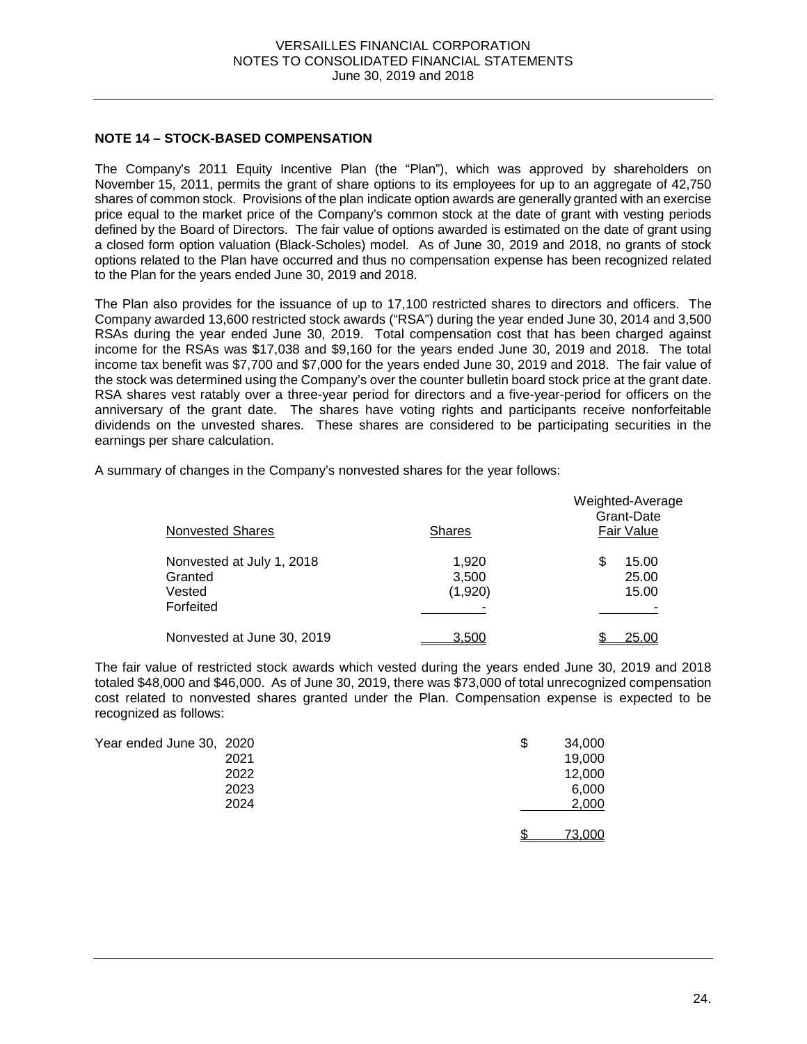## NOTE 14 – STOCK-BASED COMPENSATION

The Company's 2011 Equity Incentive Plan (the "Plan"), which was approved by shareholders on November 15, 2011, permits the grant of share options to its employees for up to an aggregate of 42,750 shares of common stock. Provisions of the plan indicate option awards are generally granted with an exercise price equal to the market price of the Company's common stock at the date of grant with vesting periods defined by the Board of Directors. The fair value of options awarded is estimated on the date of grant using a closed form option valuation (Black-Scholes) model. As of June 30, 2019 and 2018, no grants of stock options related to the Plan have occurred and thus no compensation expense has been recognized related to the Plan for the years ended June 30, 2019 and 2018.

The Plan also provides for the issuance of up to 17,100 restricted shares to directors and officers. The Company awarded 13,600 restricted stock awards ("RSA") during the year ended June 30, 2014 and 3,500 RSAs during the year ended June 30, 2019. Total compensation cost that has been charged against income for the RSAs was $17,038 and $9,160 for the years ended June 30, 2019 and 2018. The total income tax benefit was $7,700 and $7,000 for the years ended June 30, 2019 and 2018. The fair value of the stock was determined using the Company's over the counter bulletin board stock price at the grant date. RSA shares vest ratably over a three-year period for directors and a five-year-period for officers on the anniversary of the grant date. The shares have voting rights and participants receive nonforfeitable dividends on the unvested shares. These shares are considered to be participating securities in the earnings per share calculation.

A summary of changes in the Company's nonvested shares for the year follows:

| Nonvested Shares | Shares | Weighted-Average Grant-Date Fair Value |
|---|---|---|
| Nonvested at July 1, 2018 | 1,920 | $ 15.00 |
| Granted | 3,500 | 25.00 |
| Vested | (1,920) | 15.00 |
| Forfeited | - | - |
| Nonvested at June 30, 2019 | 3,500 | $ 25.00 |

The fair value of restricted stock awards which vested during the years ended June 30, 2019 and 2018 totaled $48,000 and $46,000. As of June 30, 2019, there was $73,000 of total unrecognized compensation cost related to nonvested shares granted under the Plan. Compensation expense is expected to be recognized as follows:

| | |
|---|---|
| Year ended June 30, 2020 | $ 34,000 |
| 2021 | 19,000 |
| 2022 | 12,000 |
| 2023 | 6,000 |
| 2024 | 2,000 |
| | $ 73,000 |